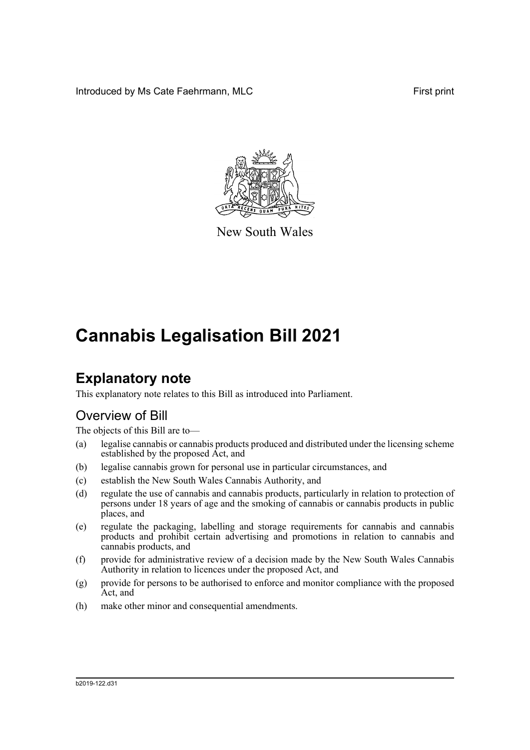Introduced by Ms Cate Faehrmann, MLC

First print

New South Wales

# Cannabis Legalisation Bill 2021

## Explanatory note

This explanatory note relates to this Bill as introduced into Parliament.

### Overview of Bill

The objects of this Bill are to—

(a) legalise cannabis or cannabis products produced and distributed under the licensing scheme established by the proposed Act, and

(b) legalise cannabis grown for personal use in particular circumstances, and

(c) establish the New South Wales Cannabis Authority, and

(d) regulate the use of cannabis and cannabis products, particularly in relation to protection of persons under 18 years of age and the smoking of cannabis or cannabis products in public places, and

(e) regulate the packaging, labelling and storage requirements for cannabis and cannabis products and prohibit certain advertising and promotions in relation to cannabis and cannabis products, and

(f) provide for administrative review of a decision made by the New South Wales Cannabis Authority in relation to licences under the proposed Act, and

(g) provide for persons to be authorised to enforce and monitor compliance with the proposed Act, and

(h) make other minor and consequential amendments.

b2019-122.d31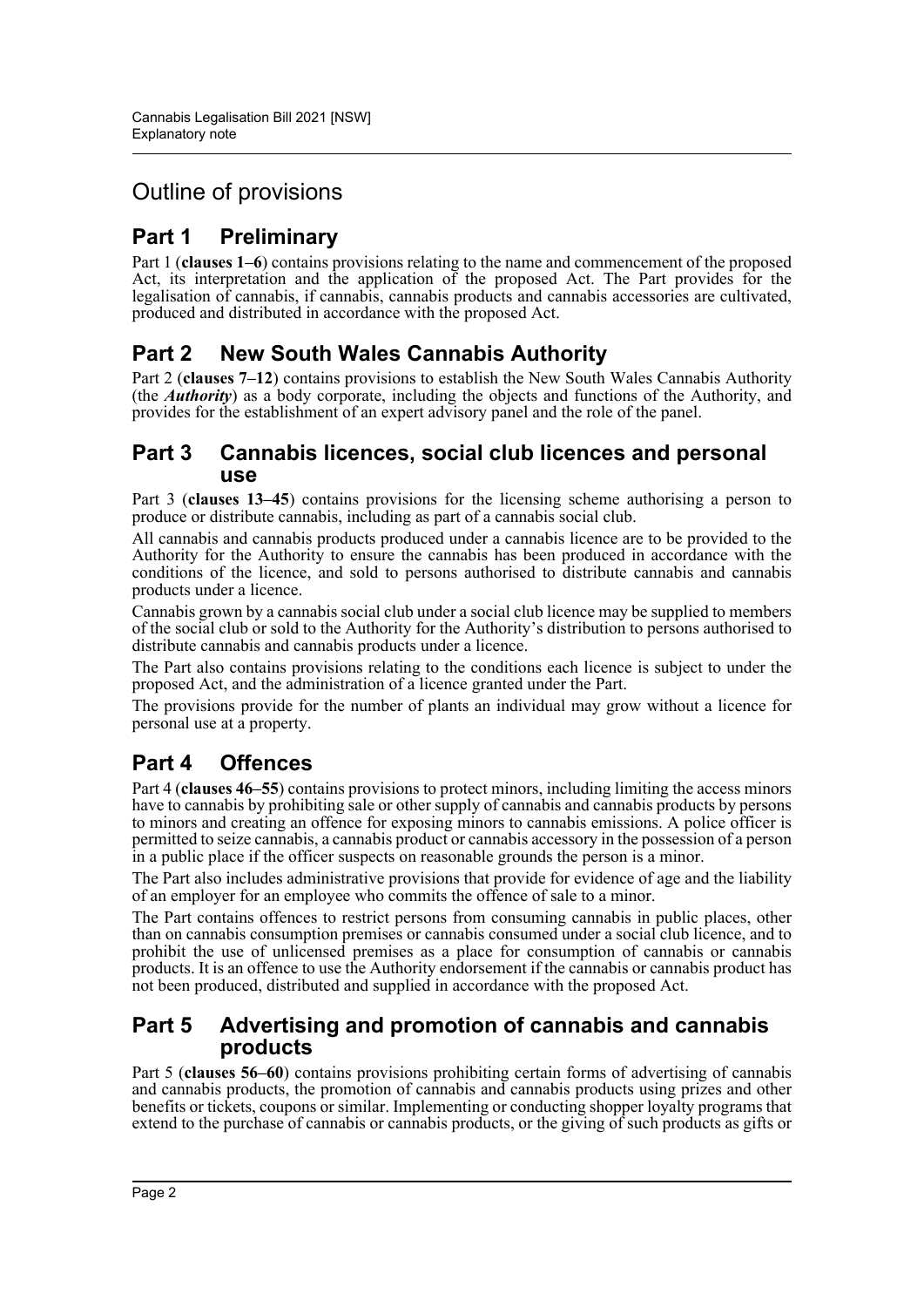# Outline of provisions

## Part 1 Preliminary

Part 1 (**clauses 1–6**) contains provisions relating to the name and commencement of the proposed Act, its interpretation and the application of the proposed Act. The Part provides for the legalisation of cannabis, if cannabis, cannabis products and cannabis accessories are cultivated, produced and distributed in accordance with the proposed Act.

## Part 2 New South Wales Cannabis Authority

Part 2 (**clauses 7–12**) contains provisions to establish the New South Wales Cannabis Authority (the ***Authority***) as a body corporate, including the objects and functions of the Authority, and provides for the establishment of an expert advisory panel and the role of the panel.

## Part 3 Cannabis licences, social club licences and personal use

Part 3 (**clauses 13–45**) contains provisions for the licensing scheme authorising a person to produce or distribute cannabis, including as part of a cannabis social club.

All cannabis and cannabis products produced under a cannabis licence are to be provided to the Authority for the Authority to ensure the cannabis has been produced in accordance with the conditions of the licence, and sold to persons authorised to distribute cannabis and cannabis products under a licence.

Cannabis grown by a cannabis social club under a social club licence may be supplied to members of the social club or sold to the Authority for the Authority's distribution to persons authorised to distribute cannabis and cannabis products under a licence.

The Part also contains provisions relating to the conditions each licence is subject to under the proposed Act, and the administration of a licence granted under the Part.

The provisions provide for the number of plants an individual may grow without a licence for personal use at a property.

## Part 4 Offences

Part 4 (**clauses 46–55**) contains provisions to protect minors, including limiting the access minors have to cannabis by prohibiting sale or other supply of cannabis and cannabis products by persons to minors and creating an offence for exposing minors to cannabis emissions. A police officer is permitted to seize cannabis, a cannabis product or cannabis accessory in the possession of a person in a public place if the officer suspects on reasonable grounds the person is a minor.

The Part also includes administrative provisions that provide for evidence of age and the liability of an employer for an employee who commits the offence of sale to a minor.

The Part contains offences to restrict persons from consuming cannabis in public places, other than on cannabis consumption premises or cannabis consumed under a social club licence, and to prohibit the use of unlicensed premises as a place for consumption of cannabis or cannabis products. It is an offence to use the Authority endorsement if the cannabis or cannabis product has not been produced, distributed and supplied in accordance with the proposed Act.

## Part 5 Advertising and promotion of cannabis and cannabis products

Part 5 (**clauses 56–60**) contains provisions prohibiting certain forms of advertising of cannabis and cannabis products, the promotion of cannabis and cannabis products using prizes and other benefits or tickets, coupons or similar. Implementing or conducting shopper loyalty programs that extend to the purchase of cannabis or cannabis products, or the giving of such products as gifts or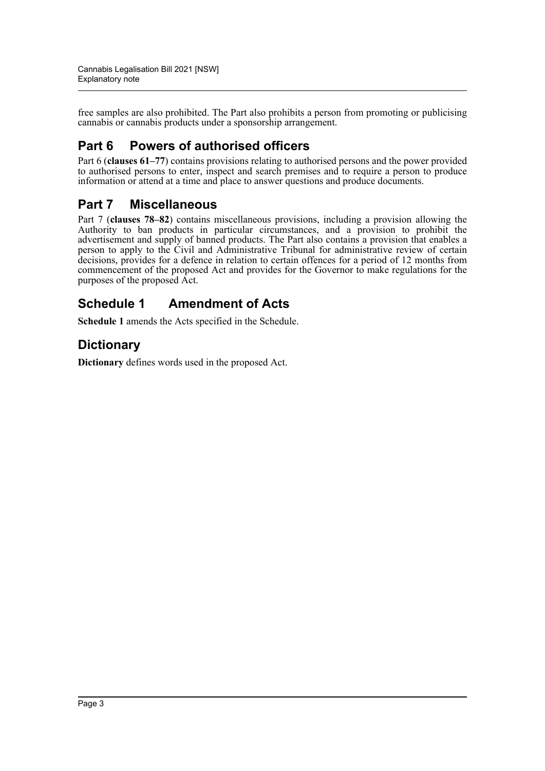free samples are also prohibited. The Part also prohibits a person from promoting or publicising cannabis or cannabis products under a sponsorship arrangement.

## Part 6 Powers of authorised officers

Part 6 (**clauses 61–77**) contains provisions relating to authorised persons and the power provided to authorised persons to enter, inspect and search premises and to require a person to produce information or attend at a time and place to answer questions and produce documents.

## Part 7 Miscellaneous

Part 7 (**clauses 78–82**) contains miscellaneous provisions, including a provision allowing the Authority to ban products in particular circumstances, and a provision to prohibit the advertisement and supply of banned products. The Part also contains a provision that enables a person to apply to the Civil and Administrative Tribunal for administrative review of certain decisions, provides for a defence in relation to certain offences for a period of 12 months from commencement of the proposed Act and provides for the Governor to make regulations for the purposes of the proposed Act.

## Schedule 1 Amendment of Acts

**Schedule 1** amends the Acts specified in the Schedule.

## Dictionary

**Dictionary** defines words used in the proposed Act.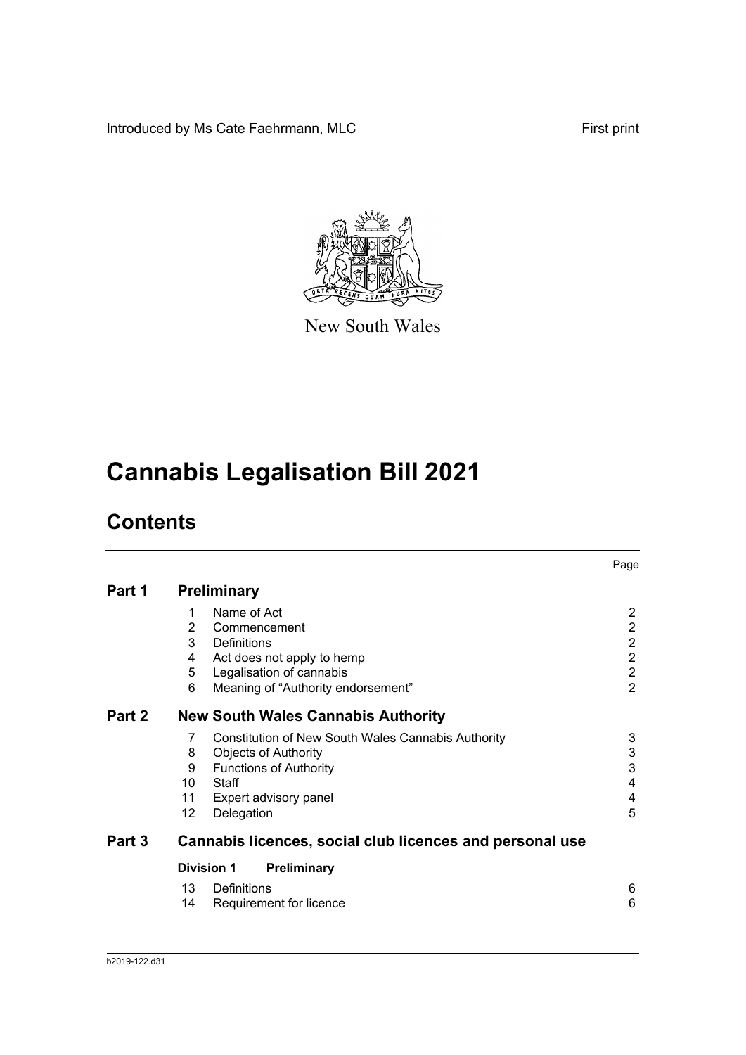Introduced by Ms Cate Faehrmann, MLC

First print

New South Wales

# Cannabis Legalisation Bill 2021

## Contents

| | | | Page |
|---|---|---|---|
| **Part 1** | **Preliminary** | | |
| | 1 | Name of Act | 2 |
| | 2 | Commencement | 2 |
| | 3 | Definitions | 2 |
| | 4 | Act does not apply to hemp | 2 |
| | 5 | Legalisation of cannabis | 2 |
| | 6 | Meaning of "Authority endorsement" | 2 |
| **Part 2** | **New South Wales Cannabis Authority** | | |
| | 7 | Constitution of New South Wales Cannabis Authority | 3 |
| | 8 | Objects of Authority | 3 |
| | 9 | Functions of Authority | 3 |
| | 10 | Staff | 4 |
| | 11 | Expert advisory panel | 4 |
| | 12 | Delegation | 5 |
| **Part 3** | **Cannabis licences, social club licences and personal use** | | |
| | **Division 1** | **Preliminary** | |
| | 13 | Definitions | 6 |
| | 14 | Requirement for licence | 6 |

b2019-122.d31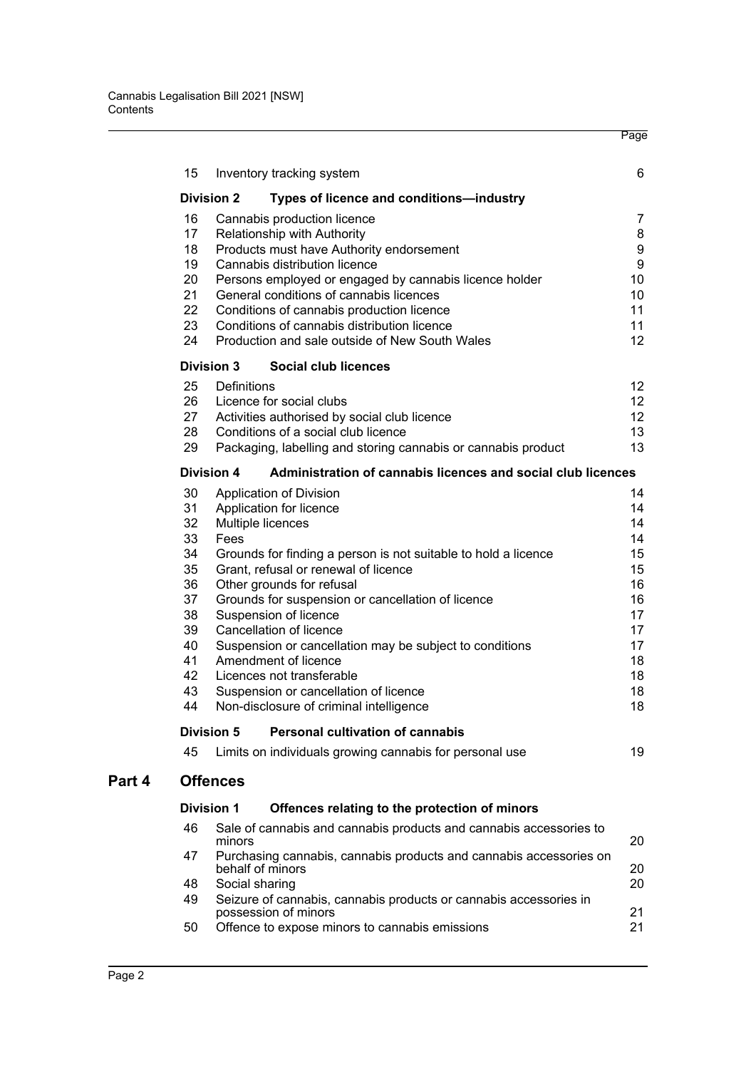| | | Page |
|---|---|---|
| 15 | Inventory tracking system | 6 |
| **Division 2** | **Types of licence and conditions—industry** | |
| 16 | Cannabis production licence | 7 |
| 17 | Relationship with Authority | 8 |
| 18 | Products must have Authority endorsement | 9 |
| 19 | Cannabis distribution licence | 9 |
| 20 | Persons employed or engaged by cannabis licence holder | 10 |
| 21 | General conditions of cannabis licences | 10 |
| 22 | Conditions of cannabis production licence | 11 |
| 23 | Conditions of cannabis distribution licence | 11 |
| 24 | Production and sale outside of New South Wales | 12 |
| **Division 3** | **Social club licences** | |
| 25 | Definitions | 12 |
| 26 | Licence for social clubs | 12 |
| 27 | Activities authorised by social club licence | 12 |
| 28 | Conditions of a social club licence | 13 |
| 29 | Packaging, labelling and storing cannabis or cannabis product | 13 |
| **Division 4** | **Administration of cannabis licences and social club licences** | |
| 30 | Application of Division | 14 |
| 31 | Application for licence | 14 |
| 32 | Multiple licences | 14 |
| 33 | Fees | 14 |
| 34 | Grounds for finding a person is not suitable to hold a licence | 15 |
| 35 | Grant, refusal or renewal of licence | 15 |
| 36 | Other grounds for refusal | 16 |
| 37 | Grounds for suspension or cancellation of licence | 16 |
| 38 | Suspension of licence | 17 |
| 39 | Cancellation of licence | 17 |
| 40 | Suspension or cancellation may be subject to conditions | 17 |
| 41 | Amendment of licence | 18 |
| 42 | Licences not transferable | 18 |
| 43 | Suspension or cancellation of licence | 18 |
| 44 | Non-disclosure of criminal intelligence | 18 |
| **Division 5** | **Personal cultivation of cannabis** | |
| 45 | Limits on individuals growing cannabis for personal use | 19 |

## Part 4 Offences

| | | |
|---|---|---|
| **Division 1** | **Offences relating to the protection of minors** | |
| 46 | Sale of cannabis and cannabis products and cannabis accessories to minors | 20 |
| 47 | Purchasing cannabis, cannabis products and cannabis accessories on behalf of minors | 20 |
| 48 | Social sharing | 20 |
| 49 | Seizure of cannabis, cannabis products or cannabis accessories in possession of minors | 21 |
| 50 | Offence to expose minors to cannabis emissions | 21 |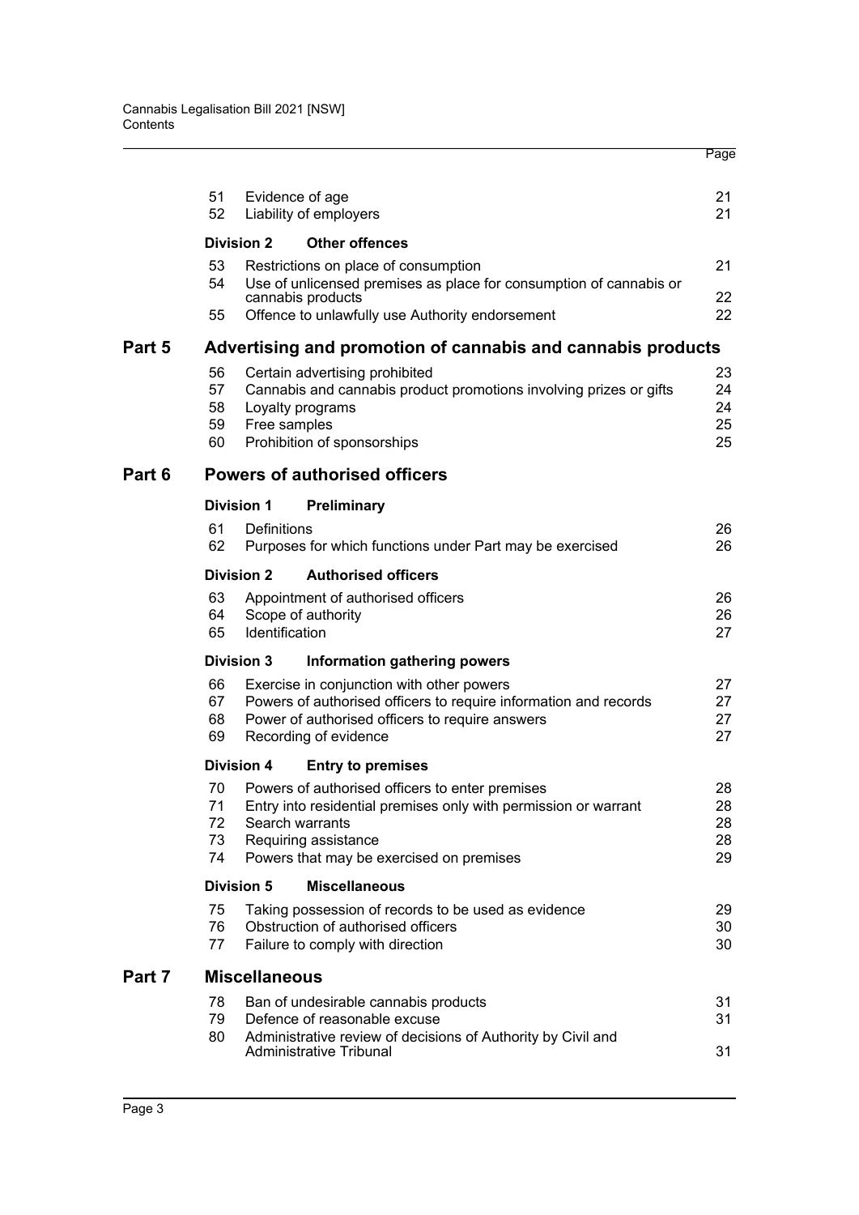| | | Page |
|---|---|---|
| 51 | Evidence of age | 21 |
| 52 | Liability of employers | 21 |
| **Division 2** | **Other offences** | |
| 53 | Restrictions on place of consumption | 21 |
| 54 | Use of unlicensed premises as place for consumption of cannabis or cannabis products | 22 |
| 55 | Offence to unlawfully use Authority endorsement | 22 |

## Part 5 Advertising and promotion of cannabis and cannabis products

| | | |
|---|---|---|
| 56 | Certain advertising prohibited | 23 |
| 57 | Cannabis and cannabis product promotions involving prizes or gifts | 24 |
| 58 | Loyalty programs | 24 |
| 59 | Free samples | 25 |
| 60 | Prohibition of sponsorships | 25 |

## Part 6 Powers of authorised officers

| | | |
|---|---|---|
| **Division 1** | **Preliminary** | |
| 61 | Definitions | 26 |
| 62 | Purposes for which functions under Part may be exercised | 26 |
| **Division 2** | **Authorised officers** | |
| 63 | Appointment of authorised officers | 26 |
| 64 | Scope of authority | 26 |
| 65 | Identification | 27 |
| **Division 3** | **Information gathering powers** | |
| 66 | Exercise in conjunction with other powers | 27 |
| 67 | Powers of authorised officers to require information and records | 27 |
| 68 | Power of authorised officers to require answers | 27 |
| 69 | Recording of evidence | 27 |
| **Division 4** | **Entry to premises** | |
| 70 | Powers of authorised officers to enter premises | 28 |
| 71 | Entry into residential premises only with permission or warrant | 28 |
| 72 | Search warrants | 28 |
| 73 | Requiring assistance | 28 |
| 74 | Powers that may be exercised on premises | 29 |
| **Division 5** | **Miscellaneous** | |
| 75 | Taking possession of records to be used as evidence | 29 |
| 76 | Obstruction of authorised officers | 30 |
| 77 | Failure to comply with direction | 30 |

## Part 7 Miscellaneous

| | | |
|---|---|---|
| 78 | Ban of undesirable cannabis products | 31 |
| 79 | Defence of reasonable excuse | 31 |
| 80 | Administrative review of decisions of Authority by Civil and Administrative Tribunal | 31 |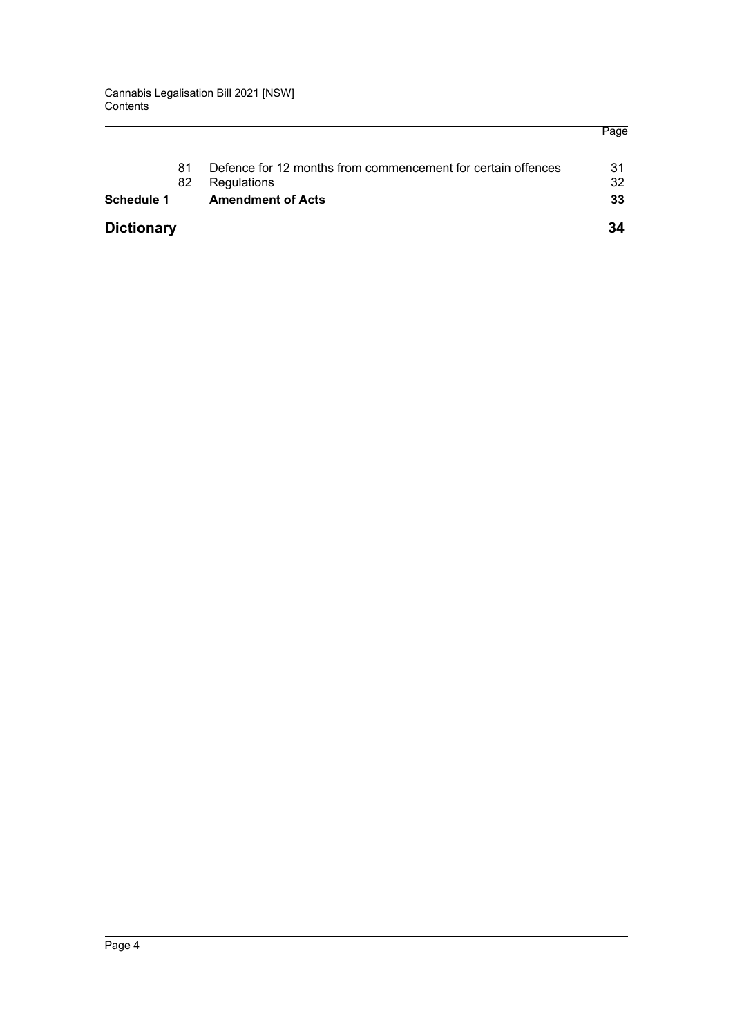| | | | Page |
|---|---|---|---|
| | 81 | Defence for 12 months from commencement for certain offences | 31 |
| | 82 | Regulations | 32 |
| **Schedule 1** | | **Amendment of Acts** | **33** |
| **Dictionary** | | | **34** |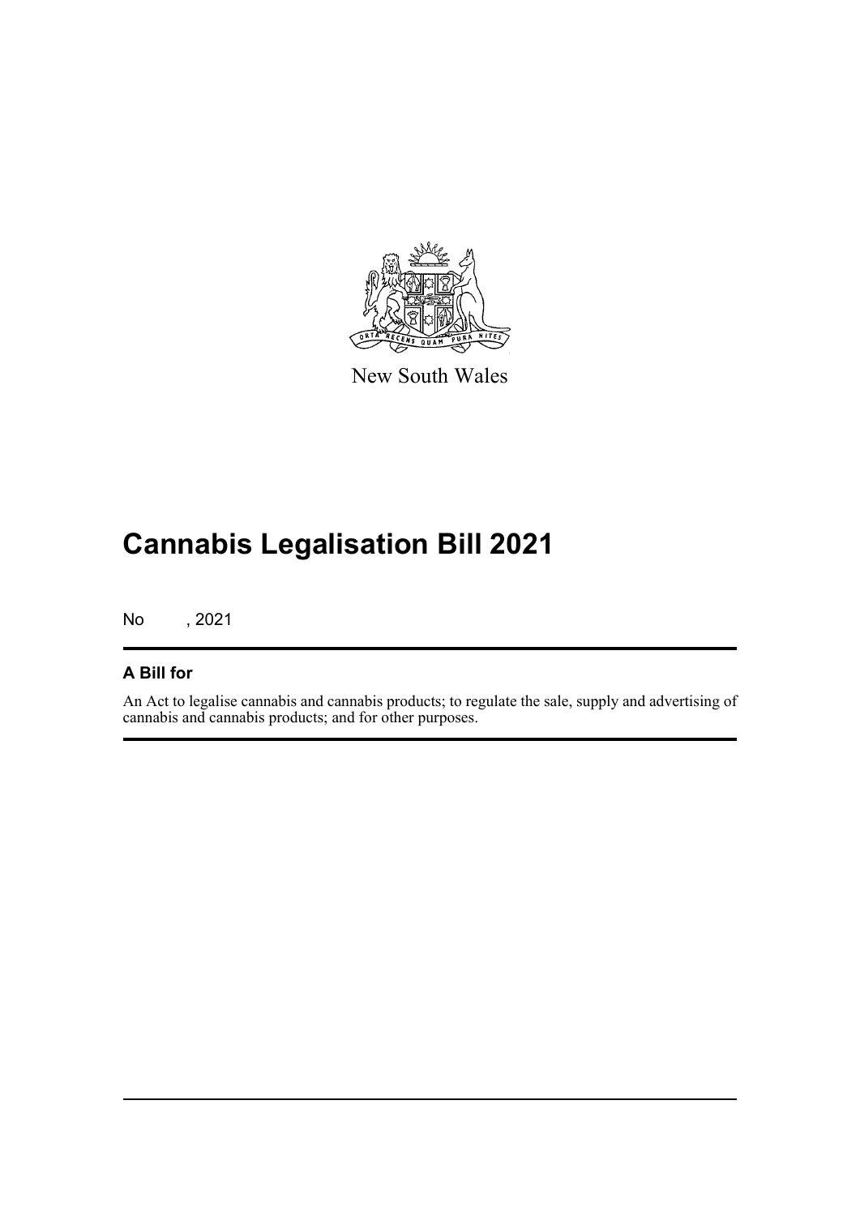New South Wales

# Cannabis Legalisation Bill 2021

No , 2021

## A Bill for

An Act to legalise cannabis and cannabis products; to regulate the sale, supply and advertising of cannabis and cannabis products; and for other purposes.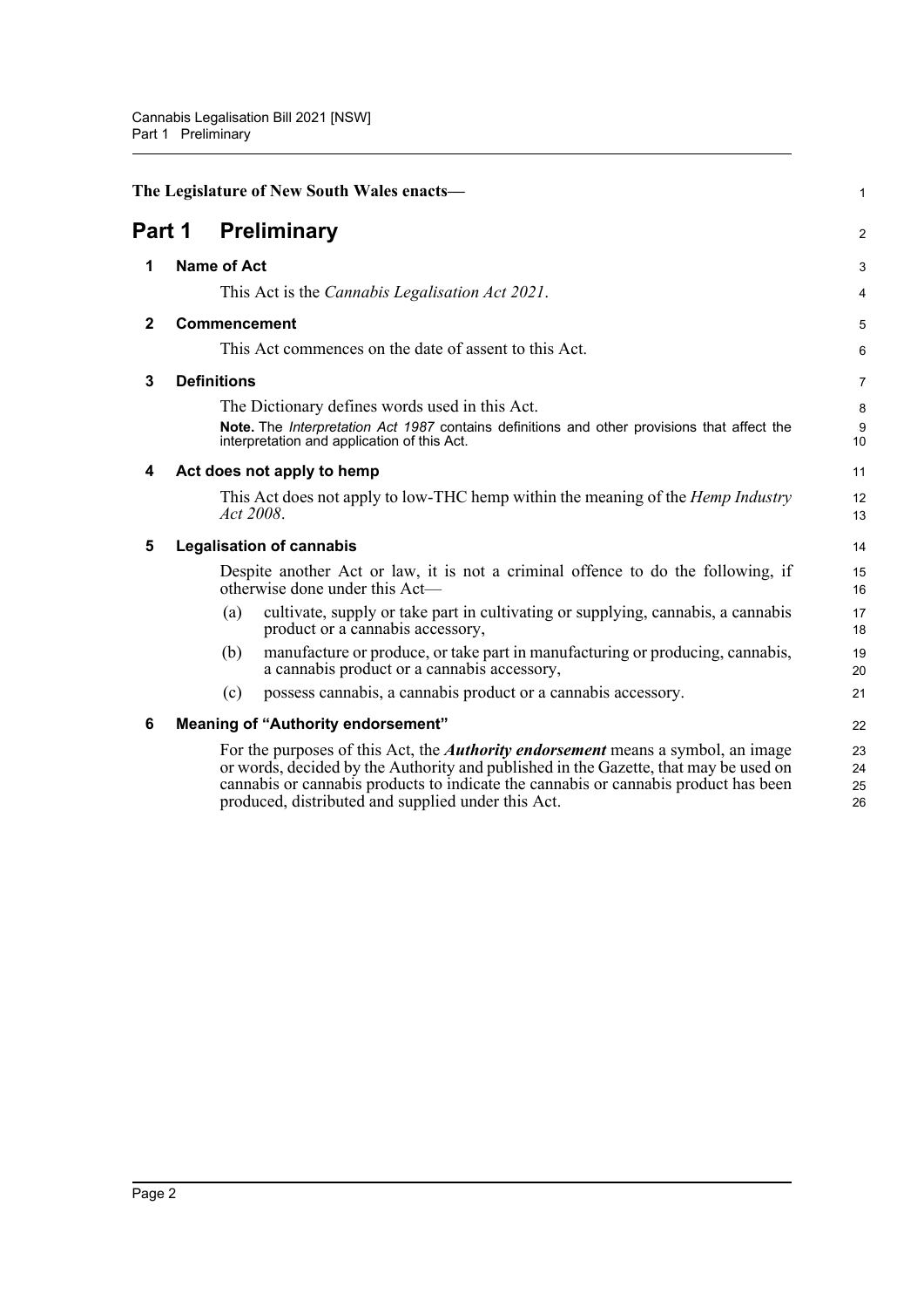**The Legislature of New South Wales enacts—**

# Part 1 Preliminary

## 1 Name of Act

This Act is the *Cannabis Legalisation Act 2021*.

## 2 Commencement

This Act commences on the date of assent to this Act.

## 3 Definitions

The Dictionary defines words used in this Act.

**Note.** The *Interpretation Act 1987* contains definitions and other provisions that affect the interpretation and application of this Act.

## 4 Act does not apply to hemp

This Act does not apply to low-THC hemp within the meaning of the *Hemp Industry Act 2008*.

## 5 Legalisation of cannabis

Despite another Act or law, it is not a criminal offence to do the following, if otherwise done under this Act—

(a) cultivate, supply or take part in cultivating or supplying, cannabis, a cannabis product or a cannabis accessory,

(b) manufacture or produce, or take part in manufacturing or producing, cannabis, a cannabis product or a cannabis accessory,

(c) possess cannabis, a cannabis product or a cannabis accessory.

## 6 Meaning of "Authority endorsement"

For the purposes of this Act, the ***Authority endorsement*** means a symbol, an image or words, decided by the Authority and published in the Gazette, that may be used on cannabis or cannabis products to indicate the cannabis or cannabis product has been produced, distributed and supplied under this Act.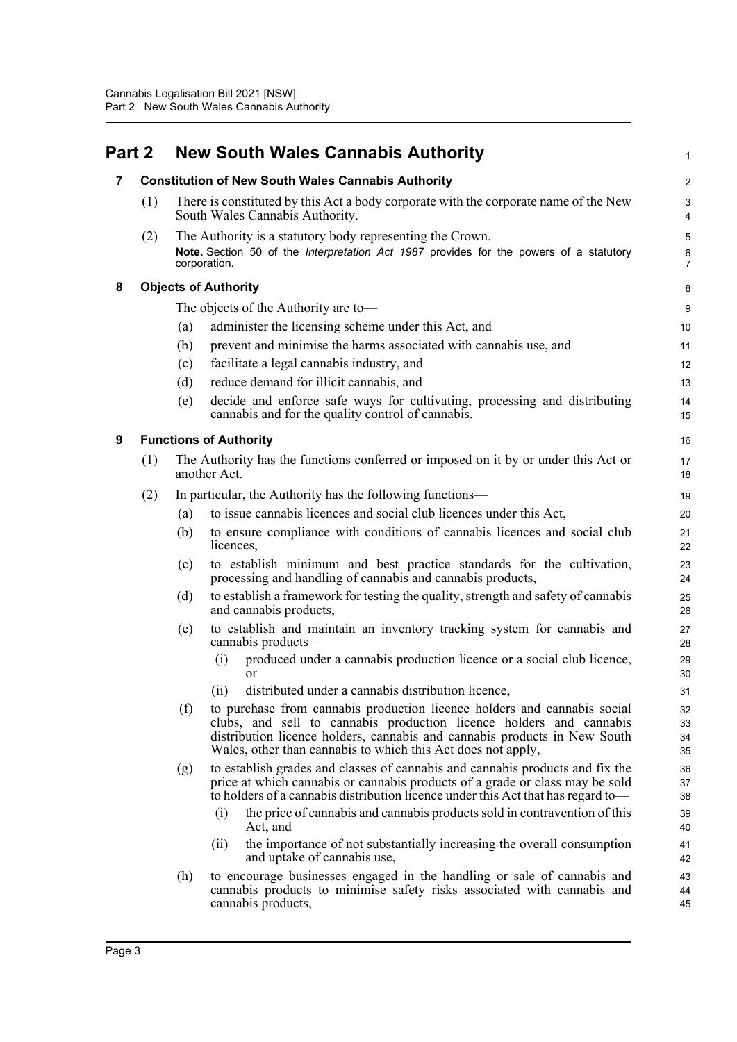# Part 2 New South Wales Cannabis Authority

## 7 Constitution of New South Wales Cannabis Authority

(1) There is constituted by this Act a body corporate with the corporate name of the New South Wales Cannabis Authority.

(2) The Authority is a statutory body representing the Crown.

**Note.** Section 50 of the *Interpretation Act 1987* provides for the powers of a statutory corporation.

## 8 Objects of Authority

The objects of the Authority are to—

(a) administer the licensing scheme under this Act, and

(b) prevent and minimise the harms associated with cannabis use, and

(c) facilitate a legal cannabis industry, and

(d) reduce demand for illicit cannabis, and

(e) decide and enforce safe ways for cultivating, processing and distributing cannabis and for the quality control of cannabis.

## 9 Functions of Authority

(1) The Authority has the functions conferred or imposed on it by or under this Act or another Act.

(2) In particular, the Authority has the following functions—

(a) to issue cannabis licences and social club licences under this Act,

(b) to ensure compliance with conditions of cannabis licences and social club licences,

(c) to establish minimum and best practice standards for the cultivation, processing and handling of cannabis and cannabis products,

(d) to establish a framework for testing the quality, strength and safety of cannabis and cannabis products,

(e) to establish and maintain an inventory tracking system for cannabis and cannabis products—

(i) produced under a cannabis production licence or a social club licence, or

(ii) distributed under a cannabis distribution licence,

(f) to purchase from cannabis production licence holders and cannabis social clubs, and sell to cannabis production licence holders and cannabis distribution licence holders, cannabis and cannabis products in New South Wales, other than cannabis to which this Act does not apply,

(g) to establish grades and classes of cannabis and cannabis products and fix the price at which cannabis or cannabis products of a grade or class may be sold to holders of a cannabis distribution licence under this Act that has regard to—

(i) the price of cannabis and cannabis products sold in contravention of this Act, and

(ii) the importance of not substantially increasing the overall consumption and uptake of cannabis use,

(h) to encourage businesses engaged in the handling or sale of cannabis and cannabis products to minimise safety risks associated with cannabis and cannabis products,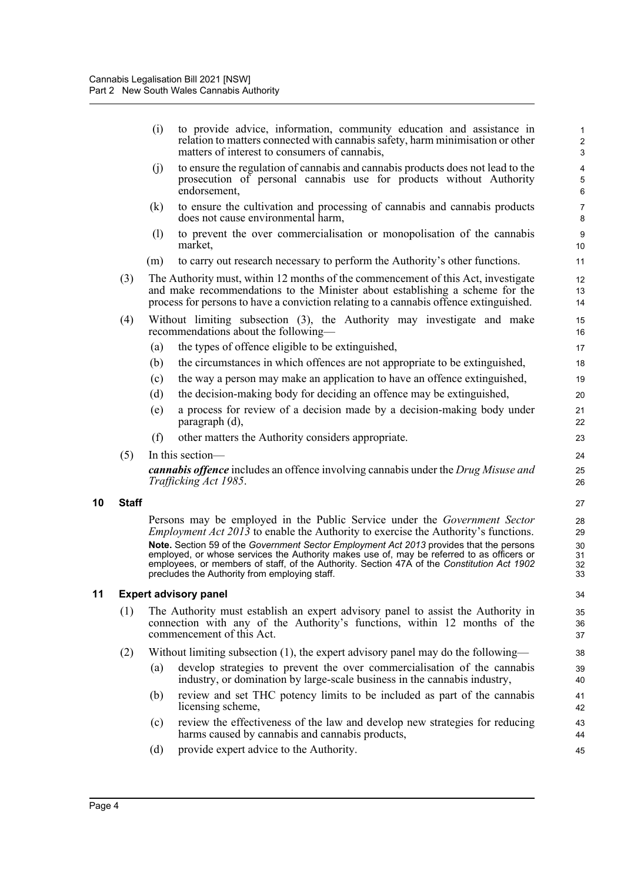(i) to provide advice, information, community education and assistance in relation to matters connected with cannabis safety, harm minimisation or other matters of interest to consumers of cannabis,

(j) to ensure the regulation of cannabis and cannabis products does not lead to the prosecution of personal cannabis use for products without Authority endorsement,

(k) to ensure the cultivation and processing of cannabis and cannabis products does not cause environmental harm,

(l) to prevent the over commercialisation or monopolisation of the cannabis market,

(m) to carry out research necessary to perform the Authority's other functions.

(3) The Authority must, within 12 months of the commencement of this Act, investigate and make recommendations to the Minister about establishing a scheme for the process for persons to have a conviction relating to a cannabis offence extinguished.

(4) Without limiting subsection (3), the Authority may investigate and make recommendations about the following—

(a) the types of offence eligible to be extinguished,

(b) the circumstances in which offences are not appropriate to be extinguished,

(c) the way a person may make an application to have an offence extinguished,

(d) the decision-making body for deciding an offence may be extinguished,

(e) a process for review of a decision made by a decision-making body under paragraph (d),

(f) other matters the Authority considers appropriate.

(5) In this section—

***cannabis offence*** includes an offence involving cannabis under the *Drug Misuse and Trafficking Act 1985*.

## 10 Staff

Persons may be employed in the Public Service under the *Government Sector Employment Act 2013* to enable the Authority to exercise the Authority's functions.

**Note.** Section 59 of the *Government Sector Employment Act 2013* provides that the persons employed, or whose services the Authority makes use of, may be referred to as officers or employees, or members of staff, of the Authority. Section 47A of the *Constitution Act 1902* precludes the Authority from employing staff.

## 11 Expert advisory panel

(1) The Authority must establish an expert advisory panel to assist the Authority in connection with any of the Authority's functions, within 12 months of the commencement of this Act.

(2) Without limiting subsection (1), the expert advisory panel may do the following—

(a) develop strategies to prevent the over commercialisation of the cannabis industry, or domination by large-scale business in the cannabis industry,

(b) review and set THC potency limits to be included as part of the cannabis licensing scheme,

(c) review the effectiveness of the law and develop new strategies for reducing harms caused by cannabis and cannabis products,

(d) provide expert advice to the Authority.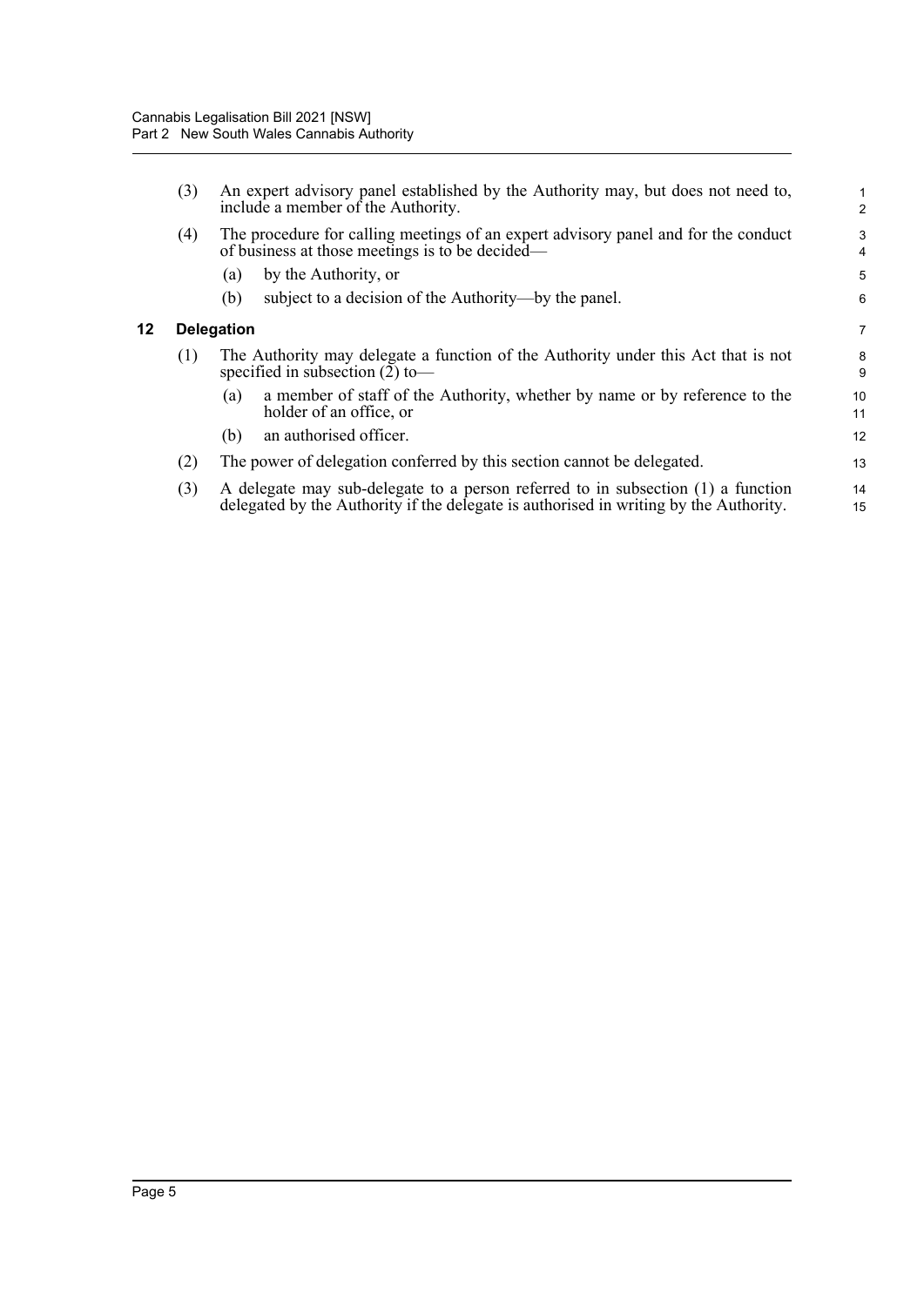(3) An expert advisory panel established by the Authority may, but does not need to, include a member of the Authority.

(4) The procedure for calling meetings of an expert advisory panel and for the conduct of business at those meetings is to be decided—

(a) by the Authority, or

(b) subject to a decision of the Authority—by the panel.

## 12 Delegation

(1) The Authority may delegate a function of the Authority under this Act that is not specified in subsection (2) to—

(a) a member of staff of the Authority, whether by name or by reference to the holder of an office, or

(b) an authorised officer.

(2) The power of delegation conferred by this section cannot be delegated.

(3) A delegate may sub-delegate to a person referred to in subsection (1) a function delegated by the Authority if the delegate is authorised in writing by the Authority.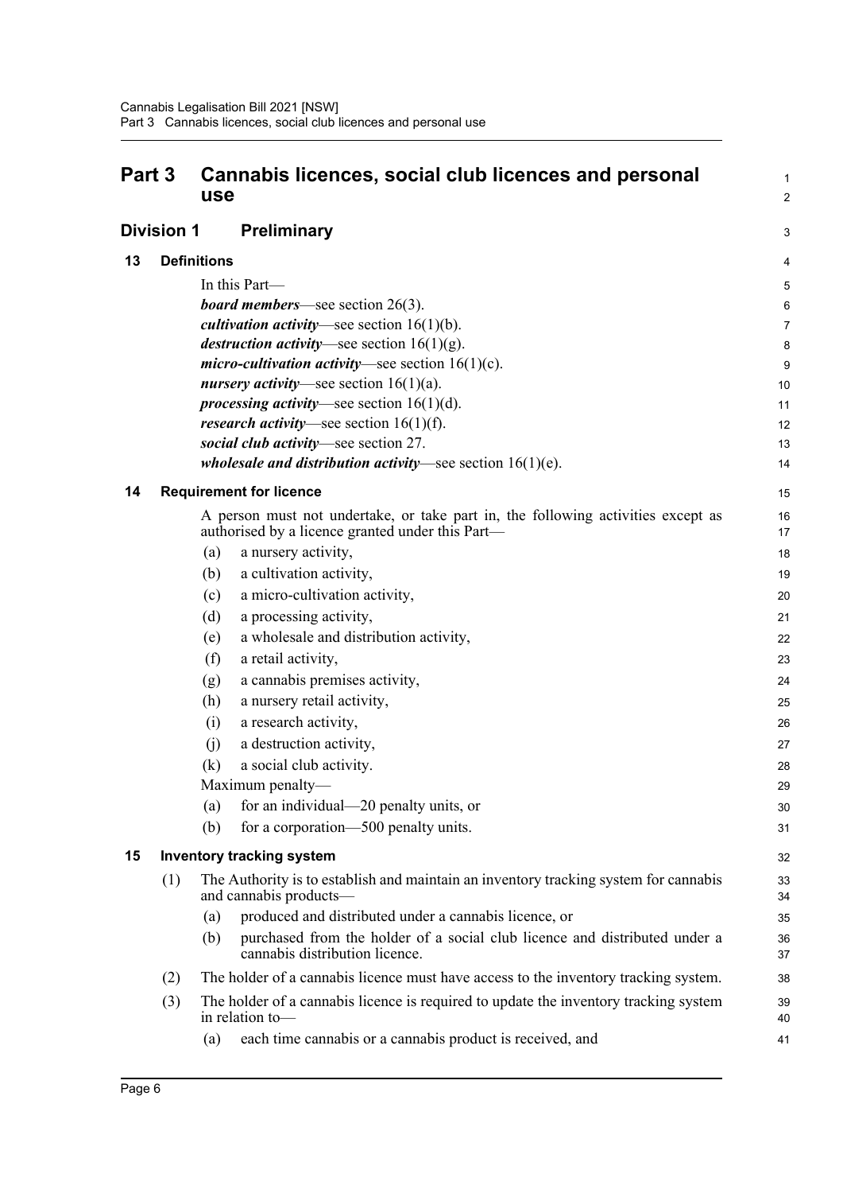# Part 3 Cannabis licences, social club licences and personal use

## Division 1 Preliminary

### 13 Definitions

In this Part—

***board members***—see section 26(3).

***cultivation activity***—see section 16(1)(b).

***destruction activity***—see section 16(1)(g).

***micro-cultivation activity***—see section 16(1)(c).

***nursery activity***—see section 16(1)(a).

***processing activity***—see section 16(1)(d).

***research activity***—see section 16(1)(f).

***social club activity***—see section 27.

***wholesale and distribution activity***—see section 16(1)(e).

### 14 Requirement for licence

A person must not undertake, or take part in, the following activities except as authorised by a licence granted under this Part—

- (a) a nursery activity,
- (b) a cultivation activity,
- (c) a micro-cultivation activity,
- (d) a processing activity,
- (e) a wholesale and distribution activity,
- (f) a retail activity,
- (g) a cannabis premises activity,
- (h) a nursery retail activity,
- (i) a research activity,
- (j) a destruction activity,
- (k) a social club activity.

Maximum penalty—

- (a) for an individual—20 penalty units, or
- (b) for a corporation—500 penalty units.

### 15 Inventory tracking system

(1) The Authority is to establish and maintain an inventory tracking system for cannabis and cannabis products—

- (a) produced and distributed under a cannabis licence, or
- (b) purchased from the holder of a social club licence and distributed under a cannabis distribution licence.

(2) The holder of a cannabis licence must have access to the inventory tracking system.

(3) The holder of a cannabis licence is required to update the inventory tracking system in relation to—

- (a) each time cannabis or a cannabis product is received, and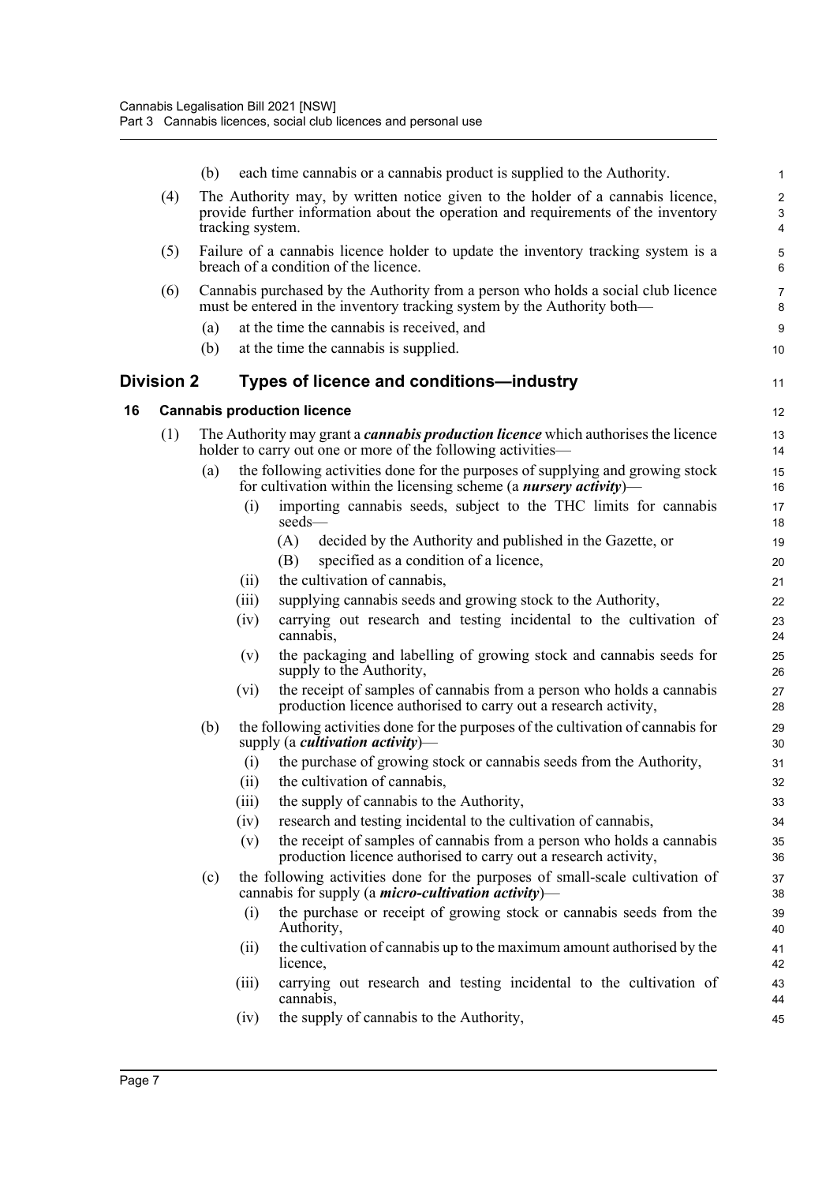(b) each time cannabis or a cannabis product is supplied to the Authority.

(4) The Authority may, by written notice given to the holder of a cannabis licence, provide further information about the operation and requirements of the inventory tracking system.

(5) Failure of a cannabis licence holder to update the inventory tracking system is a breach of a condition of the licence.

(6) Cannabis purchased by the Authority from a person who holds a social club licence must be entered in the inventory tracking system by the Authority both—

(a) at the time the cannabis is received, and

(b) at the time the cannabis is supplied.

## Division 2 Types of licence and conditions—industry

### 16 Cannabis production licence

(1) The Authority may grant a ***cannabis production licence*** which authorises the licence holder to carry out one or more of the following activities—

(a) the following activities done for the purposes of supplying and growing stock for cultivation within the licensing scheme (a ***nursery activity***)—

(i) importing cannabis seeds, subject to the THC limits for cannabis seeds—

(A) decided by the Authority and published in the Gazette, or

(B) specified as a condition of a licence,

(ii) the cultivation of cannabis,

(iii) supplying cannabis seeds and growing stock to the Authority,

(iv) carrying out research and testing incidental to the cultivation of cannabis,

(v) the packaging and labelling of growing stock and cannabis seeds for supply to the Authority,

(vi) the receipt of samples of cannabis from a person who holds a cannabis production licence authorised to carry out a research activity,

(b) the following activities done for the purposes of the cultivation of cannabis for supply (a ***cultivation activity***)—

(i) the purchase of growing stock or cannabis seeds from the Authority,

(ii) the cultivation of cannabis,

(iii) the supply of cannabis to the Authority,

(iv) research and testing incidental to the cultivation of cannabis,

(v) the receipt of samples of cannabis from a person who holds a cannabis production licence authorised to carry out a research activity,

(c) the following activities done for the purposes of small-scale cultivation of cannabis for supply (a ***micro-cultivation activity***)—

(i) the purchase or receipt of growing stock or cannabis seeds from the Authority,

(ii) the cultivation of cannabis up to the maximum amount authorised by the licence,

(iii) carrying out research and testing incidental to the cultivation of cannabis,

(iv) the supply of cannabis to the Authority,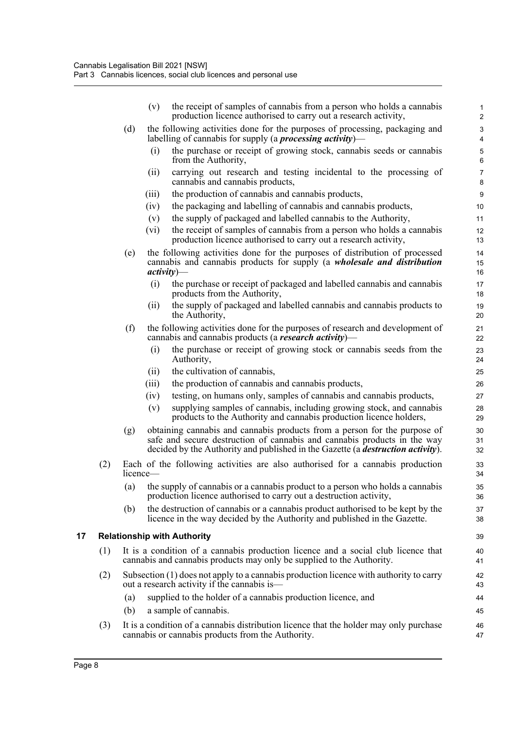(v) the receipt of samples of cannabis from a person who holds a cannabis production licence authorised to carry out a research activity,

(d) the following activities done for the purposes of processing, packaging and labelling of cannabis for supply (a ***processing activity***)—

(i) the purchase or receipt of growing stock, cannabis seeds or cannabis from the Authority,

(ii) carrying out research and testing incidental to the processing of cannabis and cannabis products,

(iii) the production of cannabis and cannabis products,

(iv) the packaging and labelling of cannabis and cannabis products,

(v) the supply of packaged and labelled cannabis to the Authority,

(vi) the receipt of samples of cannabis from a person who holds a cannabis production licence authorised to carry out a research activity,

(e) the following activities done for the purposes of distribution of processed cannabis and cannabis products for supply (a ***wholesale and distribution activity***)—

(i) the purchase or receipt of packaged and labelled cannabis and cannabis products from the Authority,

(ii) the supply of packaged and labelled cannabis and cannabis products to the Authority,

(f) the following activities done for the purposes of research and development of cannabis and cannabis products (a ***research activity***)—

(i) the purchase or receipt of growing stock or cannabis seeds from the Authority,

(ii) the cultivation of cannabis,

(iii) the production of cannabis and cannabis products,

(iv) testing, on humans only, samples of cannabis and cannabis products,

(v) supplying samples of cannabis, including growing stock, and cannabis products to the Authority and cannabis production licence holders,

(g) obtaining cannabis and cannabis products from a person for the purpose of safe and secure destruction of cannabis and cannabis products in the way decided by the Authority and published in the Gazette (a ***destruction activity***).

(2) Each of the following activities are also authorised for a cannabis production licence—

(a) the supply of cannabis or a cannabis product to a person who holds a cannabis production licence authorised to carry out a destruction activity,

(b) the destruction of cannabis or a cannabis product authorised to be kept by the licence in the way decided by the Authority and published in the Gazette.

## 17 Relationship with Authority

(1) It is a condition of a cannabis production licence and a social club licence that cannabis and cannabis products may only be supplied to the Authority.

(2) Subsection (1) does not apply to a cannabis production licence with authority to carry out a research activity if the cannabis is—

(a) supplied to the holder of a cannabis production licence, and

(b) a sample of cannabis.

(3) It is a condition of a cannabis distribution licence that the holder may only purchase cannabis or cannabis products from the Authority.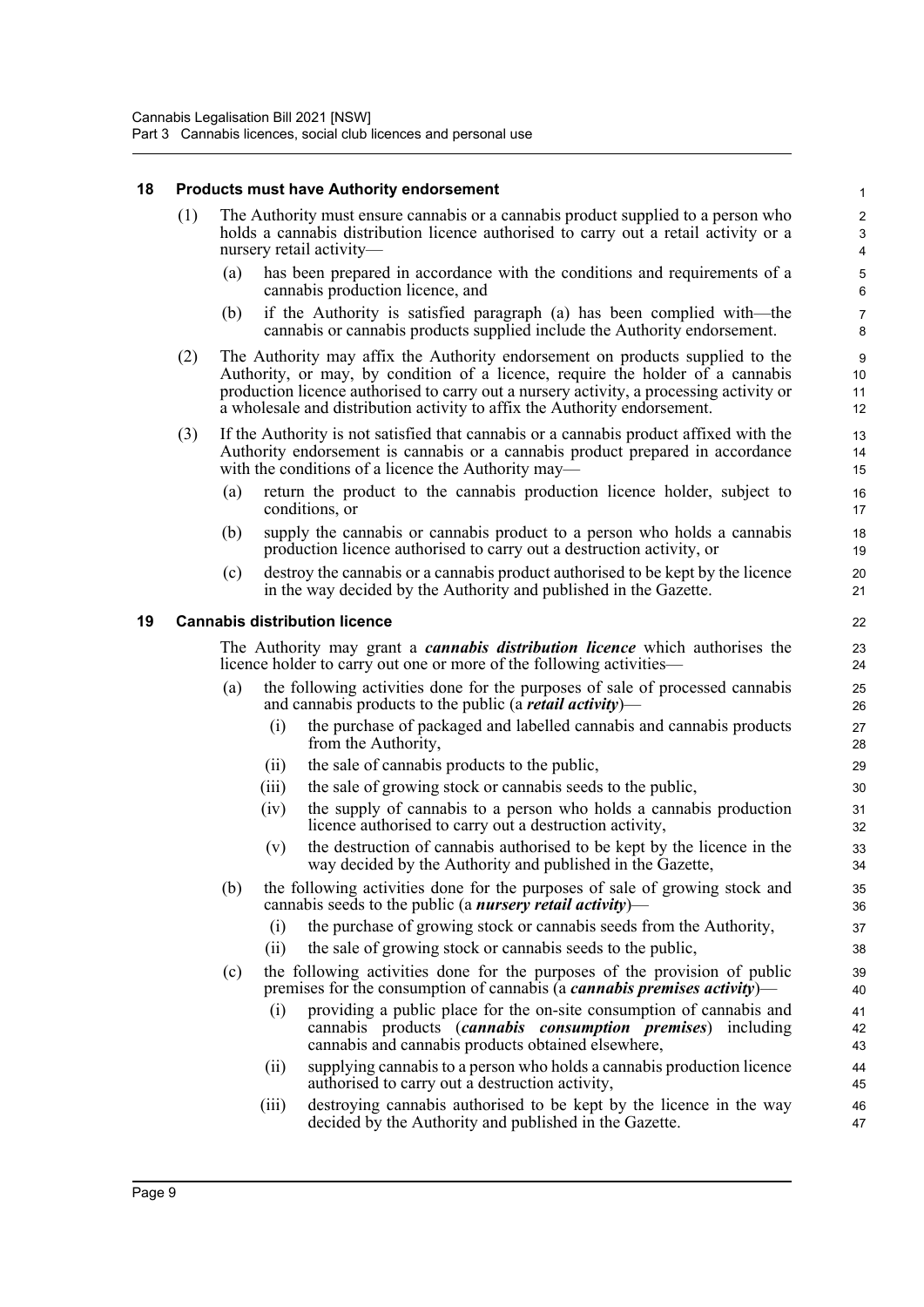### 18 Products must have Authority endorsement

(1) The Authority must ensure cannabis or a cannabis product supplied to a person who holds a cannabis distribution licence authorised to carry out a retail activity or a nursery retail activity—

- (a) has been prepared in accordance with the conditions and requirements of a cannabis production licence, and
- (b) if the Authority is satisfied paragraph (a) has been complied with—the cannabis or cannabis products supplied include the Authority endorsement.

(2) The Authority may affix the Authority endorsement on products supplied to the Authority, or may, by condition of a licence, require the holder of a cannabis production licence authorised to carry out a nursery activity, a processing activity or a wholesale and distribution activity to affix the Authority endorsement.

(3) If the Authority is not satisfied that cannabis or a cannabis product affixed with the Authority endorsement is cannabis or a cannabis product prepared in accordance with the conditions of a licence the Authority may—

- (a) return the product to the cannabis production licence holder, subject to conditions, or
- (b) supply the cannabis or cannabis product to a person who holds a cannabis production licence authorised to carry out a destruction activity, or
- (c) destroy the cannabis or a cannabis product authorised to be kept by the licence in the way decided by the Authority and published in the Gazette.

### 19 Cannabis distribution licence

The Authority may grant a ***cannabis distribution licence*** which authorises the licence holder to carry out one or more of the following activities—

- (a) the following activities done for the purposes of sale of processed cannabis and cannabis products to the public (a ***retail activity***)—
  - (i) the purchase of packaged and labelled cannabis and cannabis products from the Authority,
  - (ii) the sale of cannabis products to the public,
  - (iii) the sale of growing stock or cannabis seeds to the public,
  - (iv) the supply of cannabis to a person who holds a cannabis production licence authorised to carry out a destruction activity,
  - (v) the destruction of cannabis authorised to be kept by the licence in the way decided by the Authority and published in the Gazette,
- (b) the following activities done for the purposes of sale of growing stock and cannabis seeds to the public (a ***nursery retail activity***)—
  - (i) the purchase of growing stock or cannabis seeds from the Authority,
  - (ii) the sale of growing stock or cannabis seeds to the public,
- (c) the following activities done for the purposes of the provision of public premises for the consumption of cannabis (a ***cannabis premises activity***)—
  - (i) providing a public place for the on-site consumption of cannabis and cannabis products (***cannabis consumption premises***) including cannabis and cannabis products obtained elsewhere,
  - (ii) supplying cannabis to a person who holds a cannabis production licence authorised to carry out a destruction activity,
  - (iii) destroying cannabis authorised to be kept by the licence in the way decided by the Authority and published in the Gazette.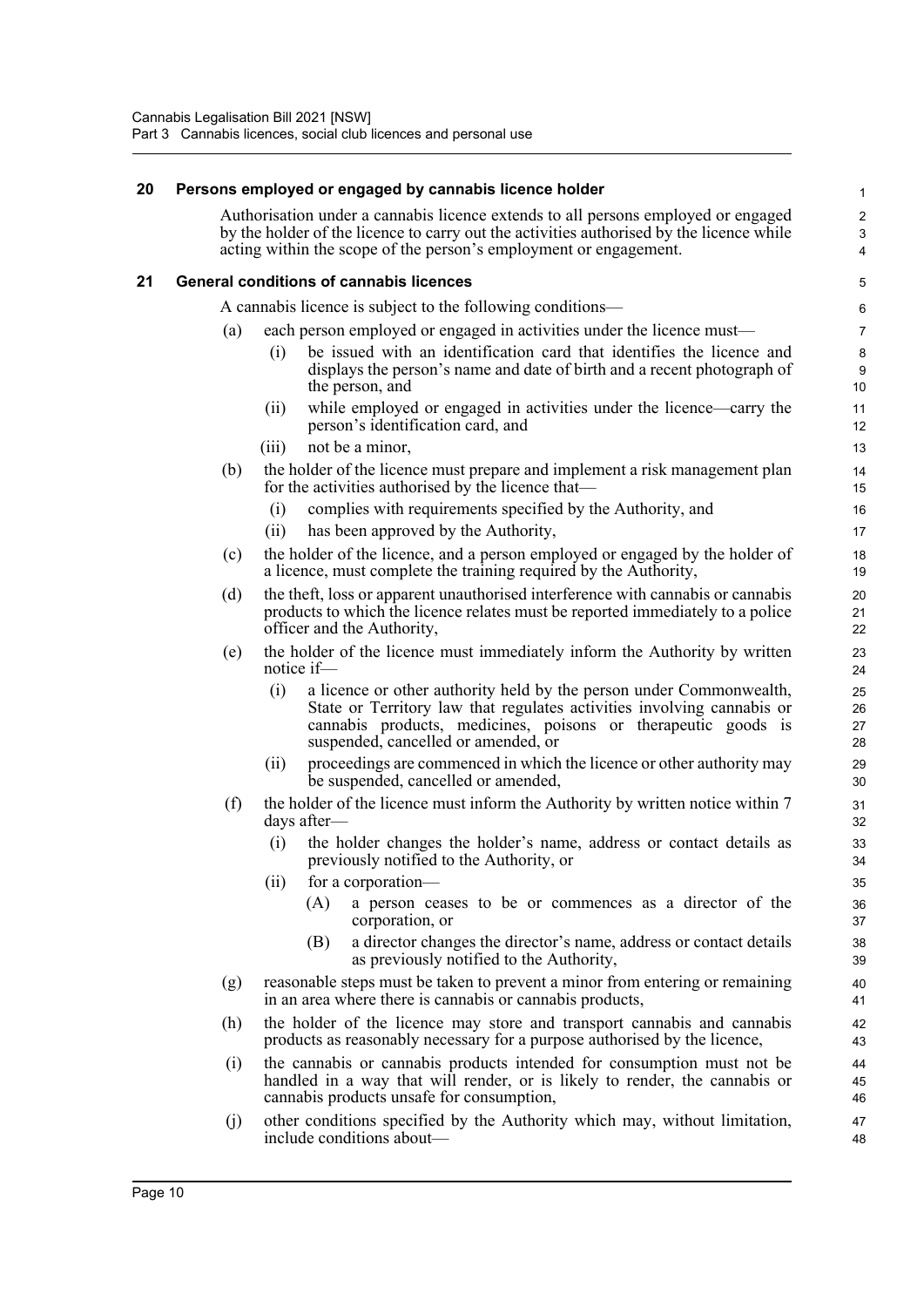### 20 Persons employed or engaged by cannabis licence holder

Authorisation under a cannabis licence extends to all persons employed or engaged by the holder of the licence to carry out the activities authorised by the licence while acting within the scope of the person's employment or engagement.

### 21 General conditions of cannabis licences

A cannabis licence is subject to the following conditions—

(a) each person employed or engaged in activities under the licence must—

(i) be issued with an identification card that identifies the licence and displays the person's name and date of birth and a recent photograph of the person, and

(ii) while employed or engaged in activities under the licence—carry the person's identification card, and

(iii) not be a minor,

(b) the holder of the licence must prepare and implement a risk management plan for the activities authorised by the licence that—

(i) complies with requirements specified by the Authority, and

(ii) has been approved by the Authority,

(c) the holder of the licence, and a person employed or engaged by the holder of a licence, must complete the training required by the Authority,

(d) the theft, loss or apparent unauthorised interference with cannabis or cannabis products to which the licence relates must be reported immediately to a police officer and the Authority,

(e) the holder of the licence must immediately inform the Authority by written notice if—

(i) a licence or other authority held by the person under Commonwealth, State or Territory law that regulates activities involving cannabis or cannabis products, medicines, poisons or therapeutic goods is suspended, cancelled or amended, or

(ii) proceedings are commenced in which the licence or other authority may be suspended, cancelled or amended,

(f) the holder of the licence must inform the Authority by written notice within 7 days after—

(i) the holder changes the holder's name, address or contact details as previously notified to the Authority, or

(ii) for a corporation—

(A) a person ceases to be or commences as a director of the corporation, or

(B) a director changes the director's name, address or contact details as previously notified to the Authority,

(g) reasonable steps must be taken to prevent a minor from entering or remaining in an area where there is cannabis or cannabis products,

(h) the holder of the licence may store and transport cannabis and cannabis products as reasonably necessary for a purpose authorised by the licence,

(i) the cannabis or cannabis products intended for consumption must not be handled in a way that will render, or is likely to render, the cannabis or cannabis products unsafe for consumption,

(j) other conditions specified by the Authority which may, without limitation, include conditions about—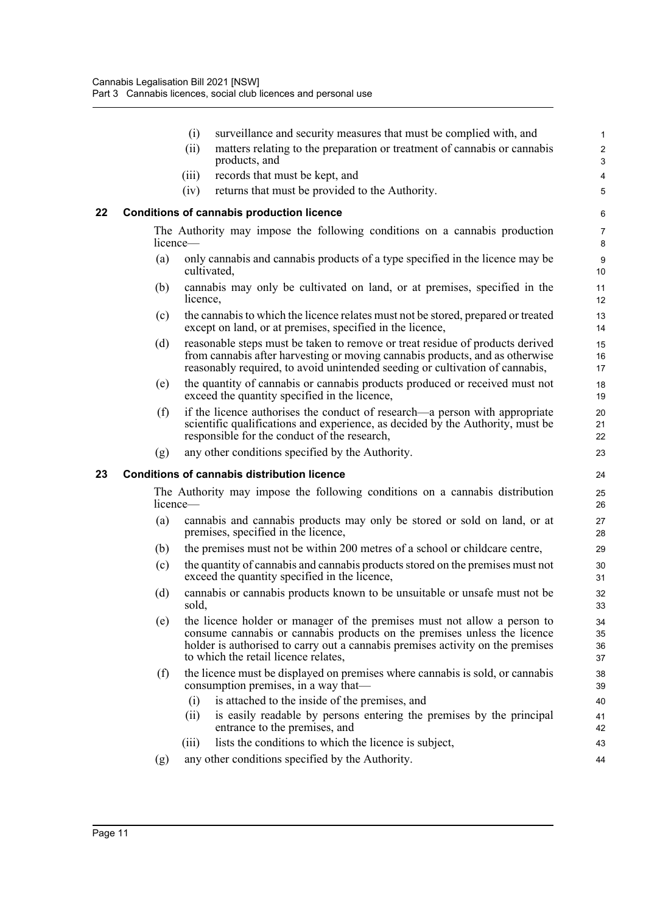(i) surveillance and security measures that must be complied with, and

(ii) matters relating to the preparation or treatment of cannabis or cannabis products, and

(iii) records that must be kept, and

(iv) returns that must be provided to the Authority.

### 22 Conditions of cannabis production licence

The Authority may impose the following conditions on a cannabis production licence—

(a) only cannabis and cannabis products of a type specified in the licence may be cultivated,

(b) cannabis may only be cultivated on land, or at premises, specified in the licence,

(c) the cannabis to which the licence relates must not be stored, prepared or treated except on land, or at premises, specified in the licence,

(d) reasonable steps must be taken to remove or treat residue of products derived from cannabis after harvesting or moving cannabis products, and as otherwise reasonably required, to avoid unintended seeding or cultivation of cannabis,

(e) the quantity of cannabis or cannabis products produced or received must not exceed the quantity specified in the licence,

(f) if the licence authorises the conduct of research—a person with appropriate scientific qualifications and experience, as decided by the Authority, must be responsible for the conduct of the research,

(g) any other conditions specified by the Authority.

### 23 Conditions of cannabis distribution licence

The Authority may impose the following conditions on a cannabis distribution licence—

(a) cannabis and cannabis products may only be stored or sold on land, or at premises, specified in the licence,

(b) the premises must not be within 200 metres of a school or childcare centre,

(c) the quantity of cannabis and cannabis products stored on the premises must not exceed the quantity specified in the licence,

(d) cannabis or cannabis products known to be unsuitable or unsafe must not be sold,

(e) the licence holder or manager of the premises must not allow a person to consume cannabis or cannabis products on the premises unless the licence holder is authorised to carry out a cannabis premises activity on the premises to which the retail licence relates,

(f) the licence must be displayed on premises where cannabis is sold, or cannabis consumption premises, in a way that—

(i) is attached to the inside of the premises, and

(ii) is easily readable by persons entering the premises by the principal entrance to the premises, and

(iii) lists the conditions to which the licence is subject,

(g) any other conditions specified by the Authority.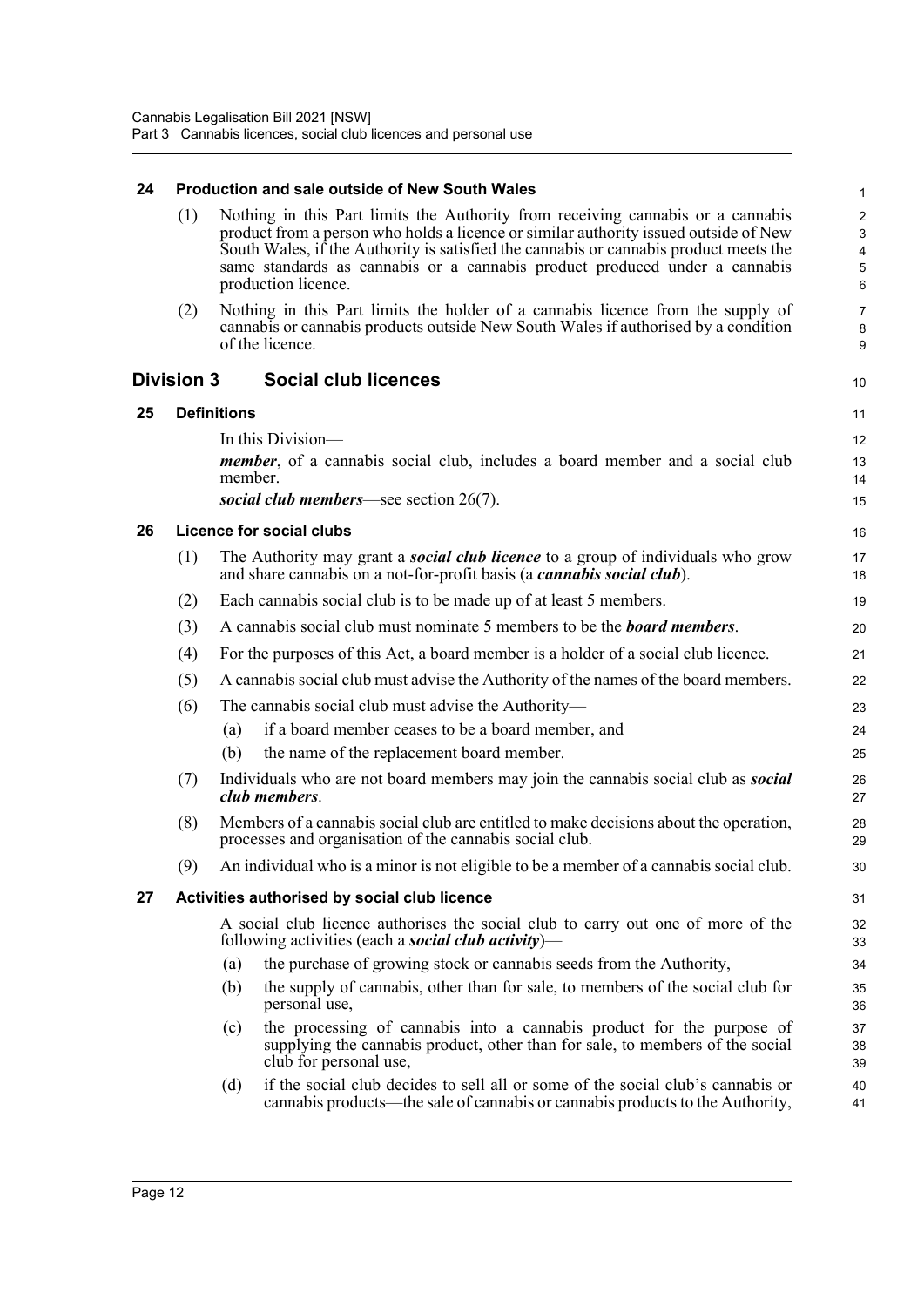### 24 Production and sale outside of New South Wales

(1) Nothing in this Part limits the Authority from receiving cannabis or a cannabis product from a person who holds a licence or similar authority issued outside of New South Wales, if the Authority is satisfied the cannabis or cannabis product meets the same standards as cannabis or a cannabis product produced under a cannabis production licence.

(2) Nothing in this Part limits the holder of a cannabis licence from the supply of cannabis or cannabis products outside New South Wales if authorised by a condition of the licence.

## Division 3 Social club licences

### 25 Definitions

In this Division—

***member***, of a cannabis social club, includes a board member and a social club member.

***social club members***—see section 26(7).

### 26 Licence for social clubs

(1) The Authority may grant a ***social club licence*** to a group of individuals who grow and share cannabis on a not-for-profit basis (a ***cannabis social club***).

(2) Each cannabis social club is to be made up of at least 5 members.

(3) A cannabis social club must nominate 5 members to be the ***board members***.

(4) For the purposes of this Act, a board member is a holder of a social club licence.

(5) A cannabis social club must advise the Authority of the names of the board members.

(6) The cannabis social club must advise the Authority—

- (a) if a board member ceases to be a board member, and
- (b) the name of the replacement board member.

(7) Individuals who are not board members may join the cannabis social club as ***social club members***.

(8) Members of a cannabis social club are entitled to make decisions about the operation, processes and organisation of the cannabis social club.

(9) An individual who is a minor is not eligible to be a member of a cannabis social club.

### 27 Activities authorised by social club licence

A social club licence authorises the social club to carry out one of more of the following activities (each a ***social club activity***)—

- (a) the purchase of growing stock or cannabis seeds from the Authority,
- (b) the supply of cannabis, other than for sale, to members of the social club for personal use,
- (c) the processing of cannabis into a cannabis product for the purpose of supplying the cannabis product, other than for sale, to members of the social club for personal use,
- (d) if the social club decides to sell all or some of the social club's cannabis or cannabis products—the sale of cannabis or cannabis products to the Authority,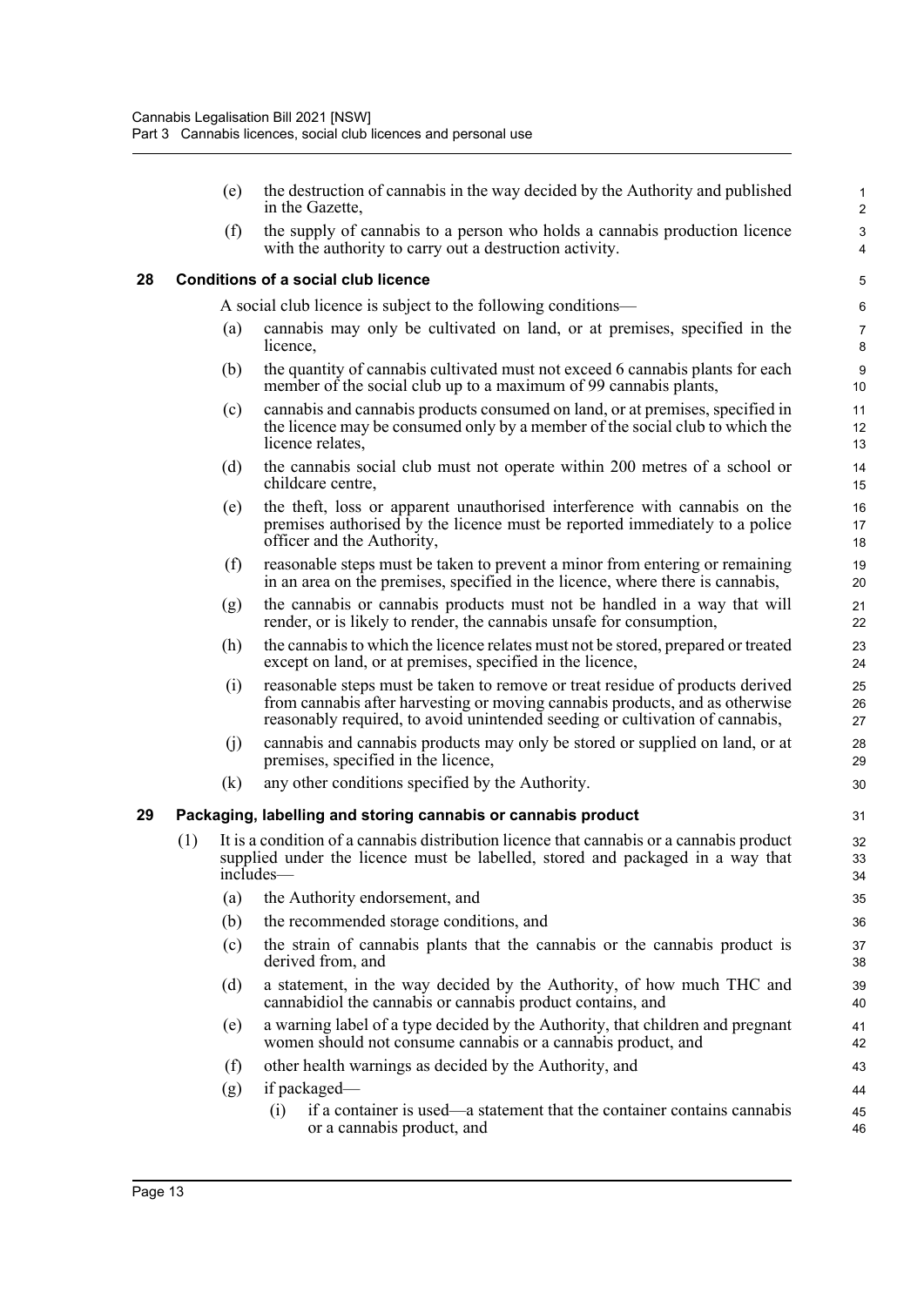(e) the destruction of cannabis in the way decided by the Authority and published in the Gazette,

(f) the supply of cannabis to a person who holds a cannabis production licence with the authority to carry out a destruction activity.

### 28 Conditions of a social club licence

A social club licence is subject to the following conditions—

(a) cannabis may only be cultivated on land, or at premises, specified in the licence,

(b) the quantity of cannabis cultivated must not exceed 6 cannabis plants for each member of the social club up to a maximum of 99 cannabis plants,

(c) cannabis and cannabis products consumed on land, or at premises, specified in the licence may be consumed only by a member of the social club to which the licence relates,

(d) the cannabis social club must not operate within 200 metres of a school or childcare centre,

(e) the theft, loss or apparent unauthorised interference with cannabis on the premises authorised by the licence must be reported immediately to a police officer and the Authority,

(f) reasonable steps must be taken to prevent a minor from entering or remaining in an area on the premises, specified in the licence, where there is cannabis,

(g) the cannabis or cannabis products must not be handled in a way that will render, or is likely to render, the cannabis unsafe for consumption,

(h) the cannabis to which the licence relates must not be stored, prepared or treated except on land, or at premises, specified in the licence,

(i) reasonable steps must be taken to remove or treat residue of products derived from cannabis after harvesting or moving cannabis products, and as otherwise reasonably required, to avoid unintended seeding or cultivation of cannabis,

(j) cannabis and cannabis products may only be stored or supplied on land, or at premises, specified in the licence,

(k) any other conditions specified by the Authority.

### 29 Packaging, labelling and storing cannabis or cannabis product

(1) It is a condition of a cannabis distribution licence that cannabis or a cannabis product supplied under the licence must be labelled, stored and packaged in a way that includes—

(a) the Authority endorsement, and

(b) the recommended storage conditions, and

(c) the strain of cannabis plants that the cannabis or the cannabis product is derived from, and

(d) a statement, in the way decided by the Authority, of how much THC and cannabidiol the cannabis or cannabis product contains, and

(e) a warning label of a type decided by the Authority, that children and pregnant women should not consume cannabis or a cannabis product, and

(f) other health warnings as decided by the Authority, and

(g) if packaged—

(i) if a container is used—a statement that the container contains cannabis or a cannabis product, and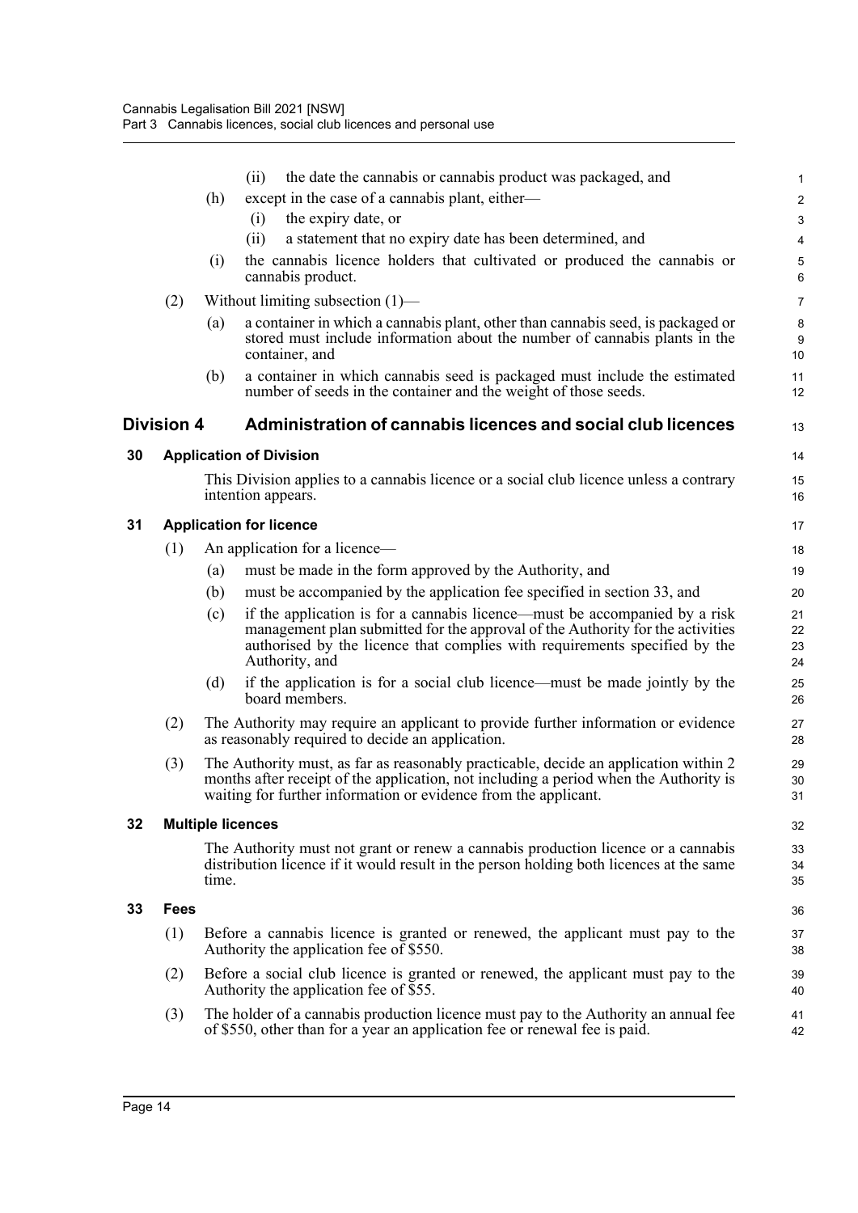(ii) the date the cannabis or cannabis product was packaged, and

(h) except in the case of a cannabis plant, either—

(i) the expiry date, or

(ii) a statement that no expiry date has been determined, and

(i) the cannabis licence holders that cultivated or produced the cannabis or cannabis product.

(2) Without limiting subsection (1)—

(a) a container in which a cannabis plant, other than cannabis seed, is packaged or stored must include information about the number of cannabis plants in the container, and

(b) a container in which cannabis seed is packaged must include the estimated number of seeds in the container and the weight of those seeds.

## Division 4 Administration of cannabis licences and social club licences

### 30 Application of Division

This Division applies to a cannabis licence or a social club licence unless a contrary intention appears.

### 31 Application for licence

(1) An application for a licence—

(a) must be made in the form approved by the Authority, and

(b) must be accompanied by the application fee specified in section 33, and

(c) if the application is for a cannabis licence—must be accompanied by a risk management plan submitted for the approval of the Authority for the activities authorised by the licence that complies with requirements specified by the Authority, and

(d) if the application is for a social club licence—must be made jointly by the board members.

(2) The Authority may require an applicant to provide further information or evidence as reasonably required to decide an application.

(3) The Authority must, as far as reasonably practicable, decide an application within 2 months after receipt of the application, not including a period when the Authority is waiting for further information or evidence from the applicant.

### 32 Multiple licences

The Authority must not grant or renew a cannabis production licence or a cannabis distribution licence if it would result in the person holding both licences at the same time.

### 33 Fees

(1) Before a cannabis licence is granted or renewed, the applicant must pay to the Authority the application fee of $550.

(2) Before a social club licence is granted or renewed, the applicant must pay to the Authority the application fee of $55.

(3) The holder of a cannabis production licence must pay to the Authority an annual fee of $550, other than for a year an application fee or renewal fee is paid.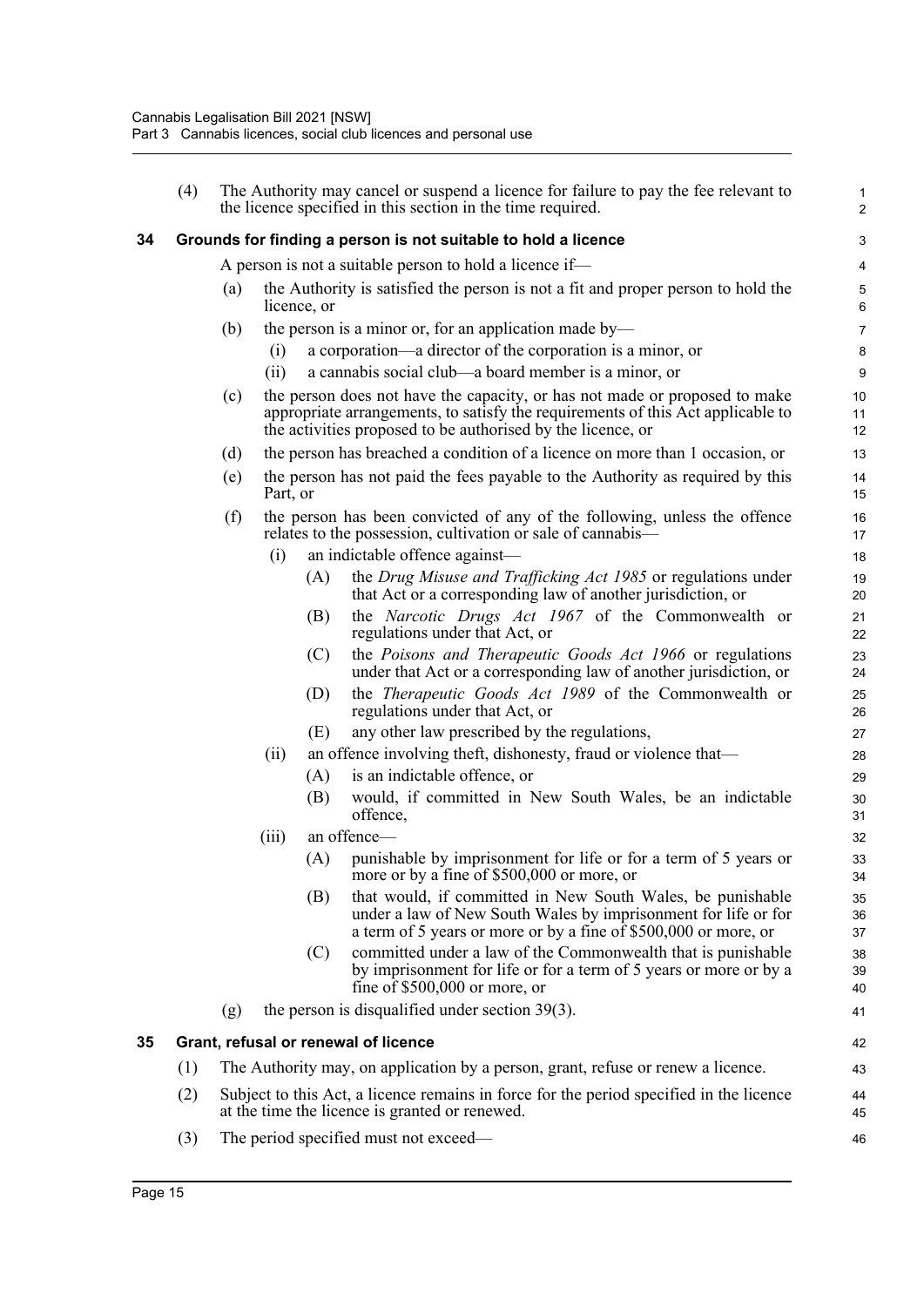(4) The Authority may cancel or suspend a licence for failure to pay the fee relevant to the licence specified in this section in the time required.

### 34 Grounds for finding a person is not suitable to hold a licence

A person is not a suitable person to hold a licence if—

(a) the Authority is satisfied the person is not a fit and proper person to hold the licence, or

(b) the person is a minor or, for an application made by—

- (i) a corporation—a director of the corporation is a minor, or
- (ii) a cannabis social club—a board member is a minor, or

(c) the person does not have the capacity, or has not made or proposed to make appropriate arrangements, to satisfy the requirements of this Act applicable to the activities proposed to be authorised by the licence, or

(d) the person has breached a condition of a licence on more than 1 occasion, or

(e) the person has not paid the fees payable to the Authority as required by this Part, or

(f) the person has been convicted of any of the following, unless the offence relates to the possession, cultivation or sale of cannabis—

- (i) an indictable offence against—
  - (A) the *Drug Misuse and Trafficking Act 1985* or regulations under that Act or a corresponding law of another jurisdiction, or
  - (B) the *Narcotic Drugs Act 1967* of the Commonwealth or regulations under that Act, or
  - (C) the *Poisons and Therapeutic Goods Act 1966* or regulations under that Act or a corresponding law of another jurisdiction, or
  - (D) the *Therapeutic Goods Act 1989* of the Commonwealth or regulations under that Act, or
  - (E) any other law prescribed by the regulations,
- (ii) an offence involving theft, dishonesty, fraud or violence that—
  - (A) is an indictable offence, or
  - (B) would, if committed in New South Wales, be an indictable offence,
- (iii) an offence—
  - (A) punishable by imprisonment for life or for a term of 5 years or more or by a fine of $500,000 or more, or
  - (B) that would, if committed in New South Wales, be punishable under a law of New South Wales by imprisonment for life or for a term of 5 years or more or by a fine of $500,000 or more, or
  - (C) committed under a law of the Commonwealth that is punishable by imprisonment for life or for a term of 5 years or more or by a fine of $500,000 or more, or

(g) the person is disqualified under section 39(3).

### 35 Grant, refusal or renewal of licence

(1) The Authority may, on application by a person, grant, refuse or renew a licence.

(2) Subject to this Act, a licence remains in force for the period specified in the licence at the time the licence is granted or renewed.

(3) The period specified must not exceed—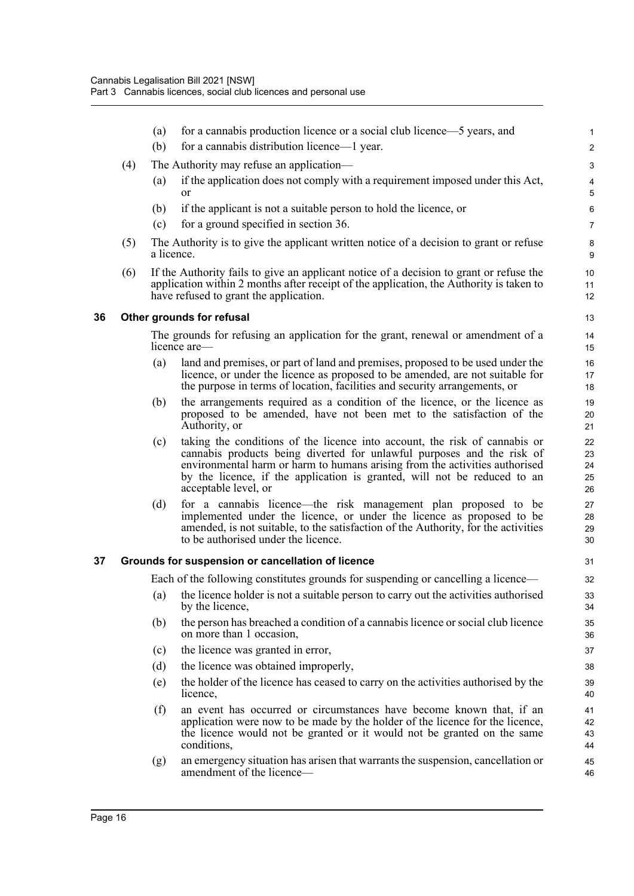(a) for a cannabis production licence or a social club licence—5 years, and

(b) for a cannabis distribution licence—1 year.

(4) The Authority may refuse an application—

(a) if the application does not comply with a requirement imposed under this Act, or

(b) if the applicant is not a suitable person to hold the licence, or

(c) for a ground specified in section 36.

(5) The Authority is to give the applicant written notice of a decision to grant or refuse a licence.

(6) If the Authority fails to give an applicant notice of a decision to grant or refuse the application within 2 months after receipt of the application, the Authority is taken to have refused to grant the application.

### 36 Other grounds for refusal

The grounds for refusing an application for the grant, renewal or amendment of a licence are—

(a) land and premises, or part of land and premises, proposed to be used under the licence, or under the licence as proposed to be amended, are not suitable for the purpose in terms of location, facilities and security arrangements, or

(b) the arrangements required as a condition of the licence, or the licence as proposed to be amended, have not been met to the satisfaction of the Authority, or

(c) taking the conditions of the licence into account, the risk of cannabis or cannabis products being diverted for unlawful purposes and the risk of environmental harm or harm to humans arising from the activities authorised by the licence, if the application is granted, will not be reduced to an acceptable level, or

(d) for a cannabis licence—the risk management plan proposed to be implemented under the licence, or under the licence as proposed to be amended, is not suitable, to the satisfaction of the Authority, for the activities to be authorised under the licence.

### 37 Grounds for suspension or cancellation of licence

Each of the following constitutes grounds for suspending or cancelling a licence—

(a) the licence holder is not a suitable person to carry out the activities authorised by the licence,

(b) the person has breached a condition of a cannabis licence or social club licence on more than 1 occasion,

(c) the licence was granted in error,

(d) the licence was obtained improperly,

(e) the holder of the licence has ceased to carry on the activities authorised by the licence,

(f) an event has occurred or circumstances have become known that, if an application were now to be made by the holder of the licence for the licence, the licence would not be granted or it would not be granted on the same conditions,

(g) an emergency situation has arisen that warrants the suspension, cancellation or amendment of the licence—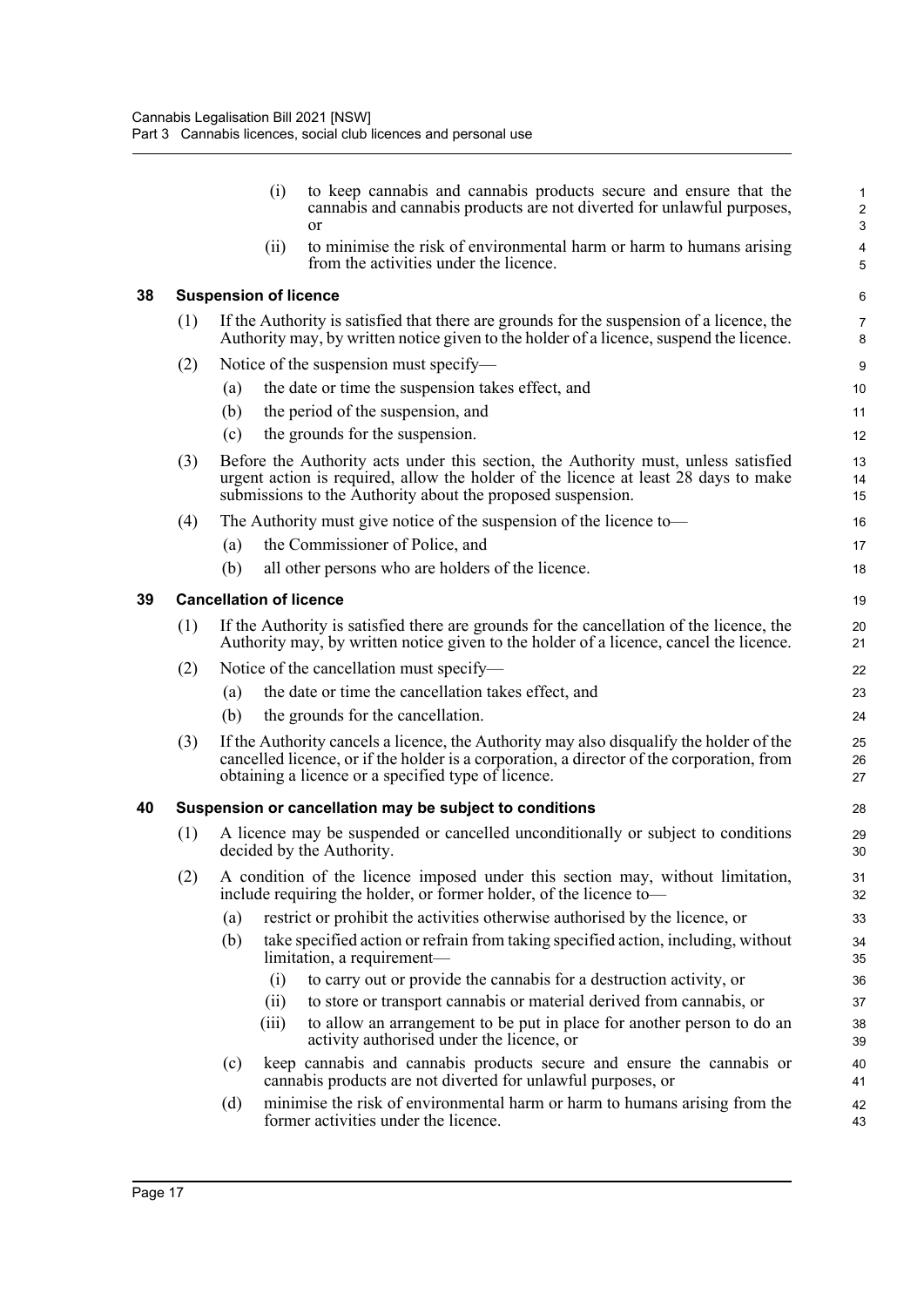(i) to keep cannabis and cannabis products secure and ensure that the cannabis and cannabis products are not diverted for unlawful purposes, or

(ii) to minimise the risk of environmental harm or harm to humans arising from the activities under the licence.

### 38 Suspension of licence

(1) If the Authority is satisfied that there are grounds for the suspension of a licence, the Authority may, by written notice given to the holder of a licence, suspend the licence.

(2) Notice of the suspension must specify—

(a) the date or time the suspension takes effect, and

(b) the period of the suspension, and

(c) the grounds for the suspension.

(3) Before the Authority acts under this section, the Authority must, unless satisfied urgent action is required, allow the holder of the licence at least 28 days to make submissions to the Authority about the proposed suspension.

(4) The Authority must give notice of the suspension of the licence to—

(a) the Commissioner of Police, and

(b) all other persons who are holders of the licence.

### 39 Cancellation of licence

(1) If the Authority is satisfied there are grounds for the cancellation of the licence, the Authority may, by written notice given to the holder of a licence, cancel the licence.

(2) Notice of the cancellation must specify—

(a) the date or time the cancellation takes effect, and

(b) the grounds for the cancellation.

(3) If the Authority cancels a licence, the Authority may also disqualify the holder of the cancelled licence, or if the holder is a corporation, a director of the corporation, from obtaining a licence or a specified type of licence.

### 40 Suspension or cancellation may be subject to conditions

(1) A licence may be suspended or cancelled unconditionally or subject to conditions decided by the Authority.

(2) A condition of the licence imposed under this section may, without limitation, include requiring the holder, or former holder, of the licence to—

(a) restrict or prohibit the activities otherwise authorised by the licence, or

(b) take specified action or refrain from taking specified action, including, without limitation, a requirement—

(i) to carry out or provide the cannabis for a destruction activity, or

(ii) to store or transport cannabis or material derived from cannabis, or

(iii) to allow an arrangement to be put in place for another person to do an activity authorised under the licence, or

(c) keep cannabis and cannabis products secure and ensure the cannabis or cannabis products are not diverted for unlawful purposes, or

(d) minimise the risk of environmental harm or harm to humans arising from the former activities under the licence.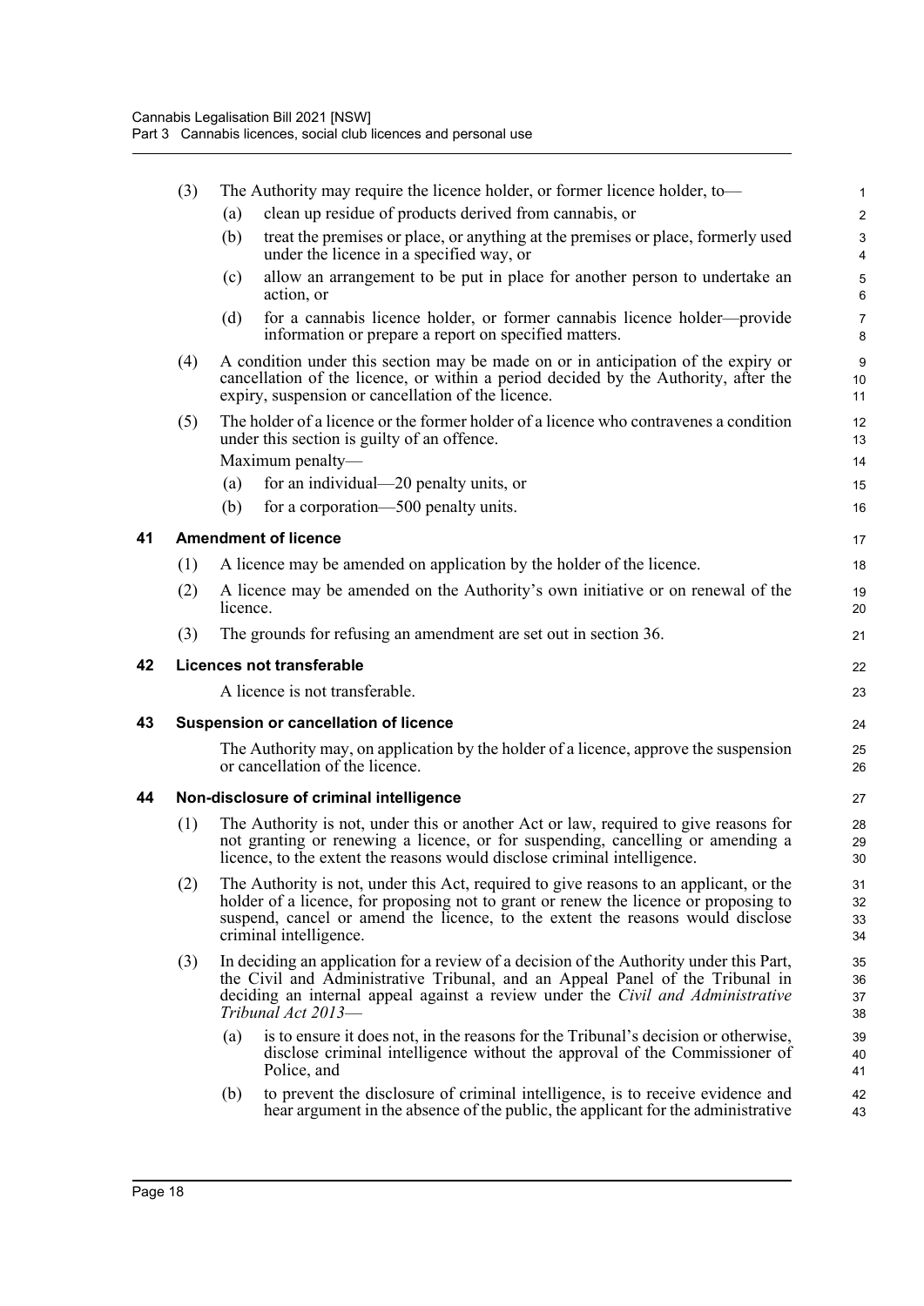(3) The Authority may require the licence holder, or former licence holder, to—

(a) clean up residue of products derived from cannabis, or

(b) treat the premises or place, or anything at the premises or place, formerly used under the licence in a specified way, or

(c) allow an arrangement to be put in place for another person to undertake an action, or

(d) for a cannabis licence holder, or former cannabis licence holder—provide information or prepare a report on specified matters.

(4) A condition under this section may be made on or in anticipation of the expiry or cancellation of the licence, or within a period decided by the Authority, after the expiry, suspension or cancellation of the licence.

(5) The holder of a licence or the former holder of a licence who contravenes a condition under this section is guilty of an offence.

Maximum penalty—

(a) for an individual—20 penalty units, or

(b) for a corporation—500 penalty units.

### 41 Amendment of licence

(1) A licence may be amended on application by the holder of the licence.

(2) A licence may be amended on the Authority's own initiative or on renewal of the licence.

(3) The grounds for refusing an amendment are set out in section 36.

### 42 Licences not transferable

A licence is not transferable.

### 43 Suspension or cancellation of licence

The Authority may, on application by the holder of a licence, approve the suspension or cancellation of the licence.

### 44 Non-disclosure of criminal intelligence

(1) The Authority is not, under this or another Act or law, required to give reasons for not granting or renewing a licence, or for suspending, cancelling or amending a licence, to the extent the reasons would disclose criminal intelligence.

(2) The Authority is not, under this Act, required to give reasons to an applicant, or the holder of a licence, for proposing not to grant or renew the licence or proposing to suspend, cancel or amend the licence, to the extent the reasons would disclose criminal intelligence.

(3) In deciding an application for a review of a decision of the Authority under this Part, the Civil and Administrative Tribunal, and an Appeal Panel of the Tribunal in deciding an internal appeal against a review under the *Civil and Administrative Tribunal Act 2013*—

(a) is to ensure it does not, in the reasons for the Tribunal's decision or otherwise, disclose criminal intelligence without the approval of the Commissioner of Police, and

(b) to prevent the disclosure of criminal intelligence, is to receive evidence and hear argument in the absence of the public, the applicant for the administrative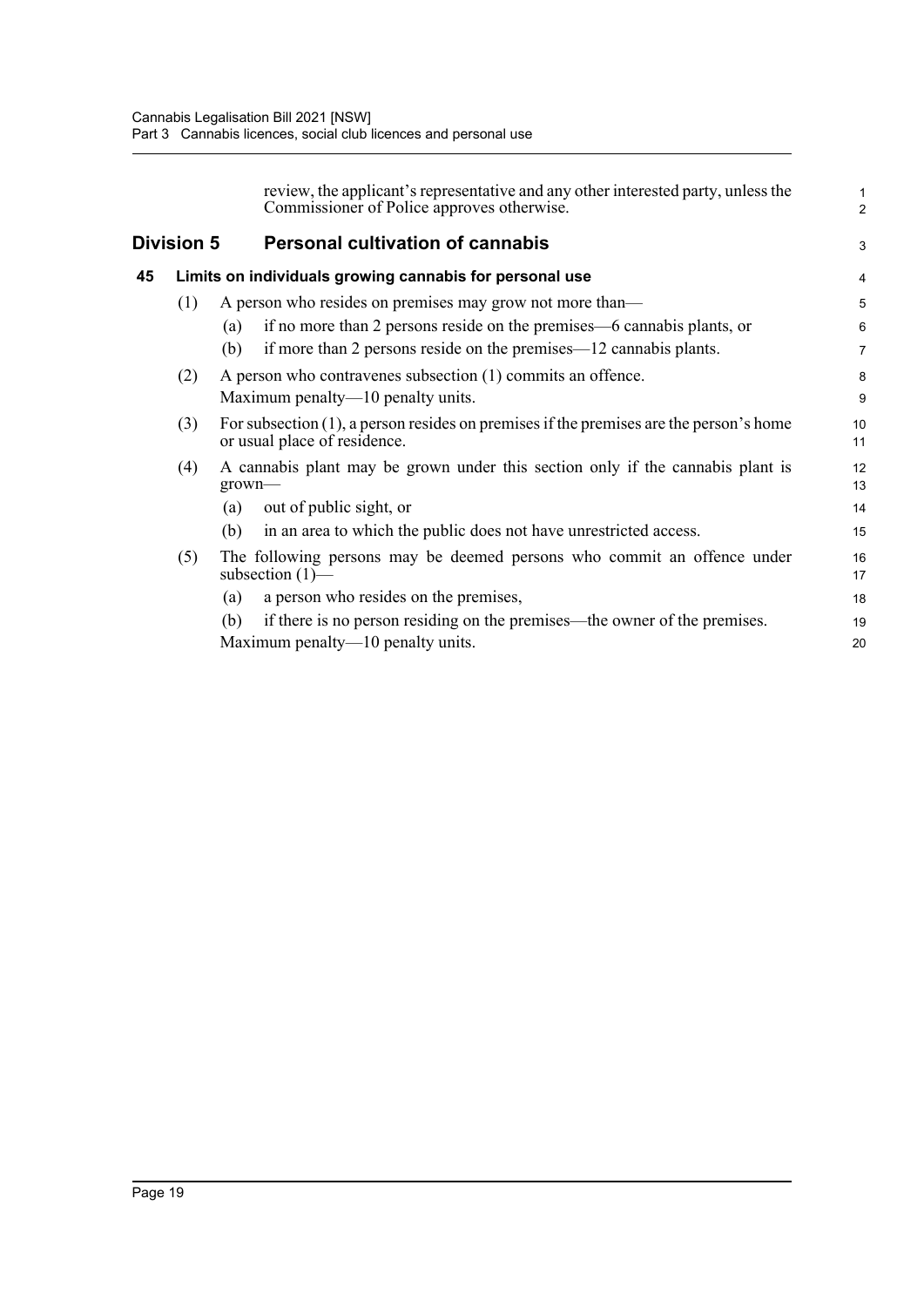review, the applicant's representative and any other interested party, unless the Commissioner of Police approves otherwise.

## Division 5 Personal cultivation of cannabis

### 45 Limits on individuals growing cannabis for personal use

(1) A person who resides on premises may grow not more than—

(a) if no more than 2 persons reside on the premises—6 cannabis plants, or

(b) if more than 2 persons reside on the premises—12 cannabis plants.

(2) A person who contravenes subsection (1) commits an offence.

Maximum penalty—10 penalty units.

(3) For subsection (1), a person resides on premises if the premises are the person's home or usual place of residence.

(4) A cannabis plant may be grown under this section only if the cannabis plant is grown—

(a) out of public sight, or

(b) in an area to which the public does not have unrestricted access.

(5) The following persons may be deemed persons who commit an offence under subsection (1)—

(a) a person who resides on the premises,

(b) if there is no person residing on the premises—the owner of the premises.

Maximum penalty—10 penalty units.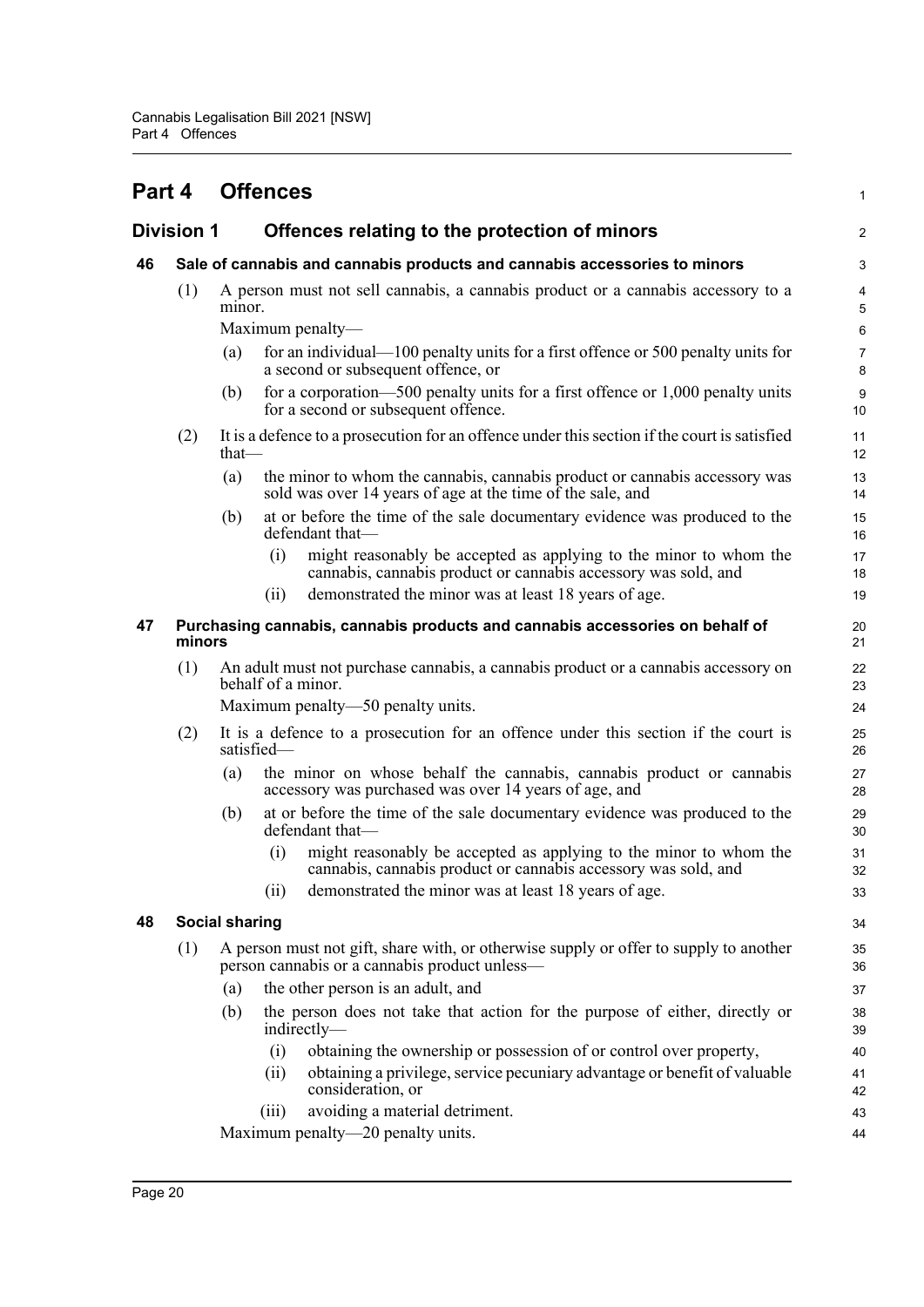# Part 4 Offences

## Division 1 Offences relating to the protection of minors

### 46 Sale of cannabis and cannabis products and cannabis accessories to minors

(1) A person must not sell cannabis, a cannabis product or a cannabis accessory to a minor.

Maximum penalty—

(a) for an individual—100 penalty units for a first offence or 500 penalty units for a second or subsequent offence, or

(b) for a corporation—500 penalty units for a first offence or 1,000 penalty units for a second or subsequent offence.

(2) It is a defence to a prosecution for an offence under this section if the court is satisfied that—

(a) the minor to whom the cannabis, cannabis product or cannabis accessory was sold was over 14 years of age at the time of the sale, and

(b) at or before the time of the sale documentary evidence was produced to the defendant that—

(i) might reasonably be accepted as applying to the minor to whom the cannabis, cannabis product or cannabis accessory was sold, and

(ii) demonstrated the minor was at least 18 years of age.

### 47 Purchasing cannabis, cannabis products and cannabis accessories on behalf of minors

(1) An adult must not purchase cannabis, a cannabis product or a cannabis accessory on behalf of a minor.

Maximum penalty—50 penalty units.

(2) It is a defence to a prosecution for an offence under this section if the court is satisfied—

(a) the minor on whose behalf the cannabis, cannabis product or cannabis accessory was purchased was over 14 years of age, and

(b) at or before the time of the sale documentary evidence was produced to the defendant that—

(i) might reasonably be accepted as applying to the minor to whom the cannabis, cannabis product or cannabis accessory was sold, and

(ii) demonstrated the minor was at least 18 years of age.

### 48 Social sharing

(1) A person must not gift, share with, or otherwise supply or offer to supply to another person cannabis or a cannabis product unless—

(a) the other person is an adult, and

(b) the person does not take that action for the purpose of either, directly or indirectly—

(i) obtaining the ownership or possession of or control over property,

(ii) obtaining a privilege, service pecuniary advantage or benefit of valuable consideration, or

(iii) avoiding a material detriment.

Maximum penalty—20 penalty units.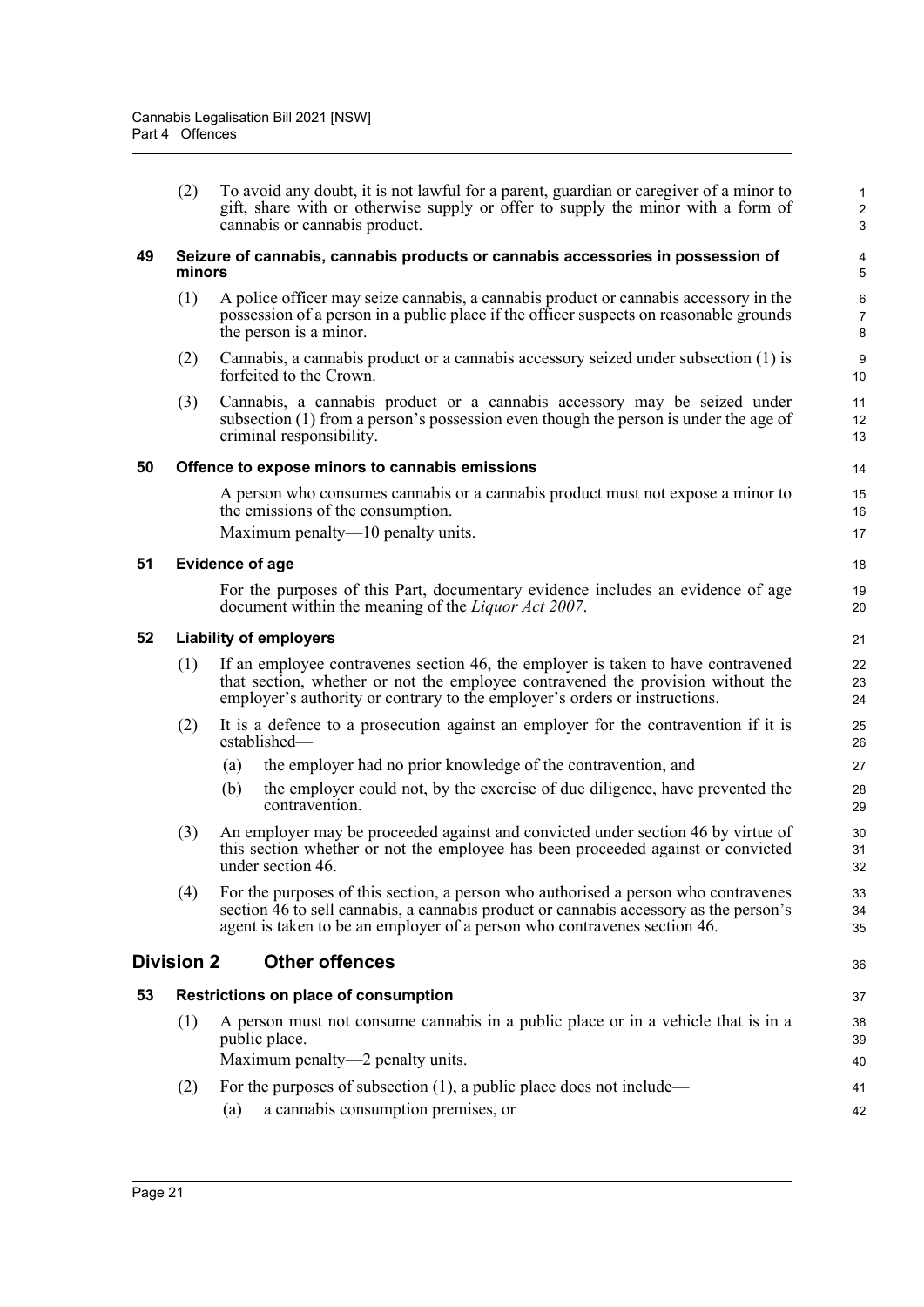(2) To avoid any doubt, it is not lawful for a parent, guardian or caregiver of a minor to gift, share with or otherwise supply or offer to supply the minor with a form of cannabis or cannabis product.

### 49 Seizure of cannabis, cannabis products or cannabis accessories in possession of minors

(1) A police officer may seize cannabis, a cannabis product or cannabis accessory in the possession of a person in a public place if the officer suspects on reasonable grounds the person is a minor.

(2) Cannabis, a cannabis product or a cannabis accessory seized under subsection (1) is forfeited to the Crown.

(3) Cannabis, a cannabis product or a cannabis accessory may be seized under subsection (1) from a person's possession even though the person is under the age of criminal responsibility.

### 50 Offence to expose minors to cannabis emissions

A person who consumes cannabis or a cannabis product must not expose a minor to the emissions of the consumption.

Maximum penalty—10 penalty units.

### 51 Evidence of age

For the purposes of this Part, documentary evidence includes an evidence of age document within the meaning of the *Liquor Act 2007*.

### 52 Liability of employers

(1) If an employee contravenes section 46, the employer is taken to have contravened that section, whether or not the employee contravened the provision without the employer's authority or contrary to the employer's orders or instructions.

(2) It is a defence to a prosecution against an employer for the contravention if it is established—

(a) the employer had no prior knowledge of the contravention, and

(b) the employer could not, by the exercise of due diligence, have prevented the contravention.

(3) An employer may be proceeded against and convicted under section 46 by virtue of this section whether or not the employee has been proceeded against or convicted under section 46.

(4) For the purposes of this section, a person who authorised a person who contravenes section 46 to sell cannabis, a cannabis product or cannabis accessory as the person's agent is taken to be an employer of a person who contravenes section 46.

## Division 2 Other offences

### 53 Restrictions on place of consumption

(1) A person must not consume cannabis in a public place or in a vehicle that is in a public place.

Maximum penalty—2 penalty units.

(2) For the purposes of subsection (1), a public place does not include—

(a) a cannabis consumption premises, or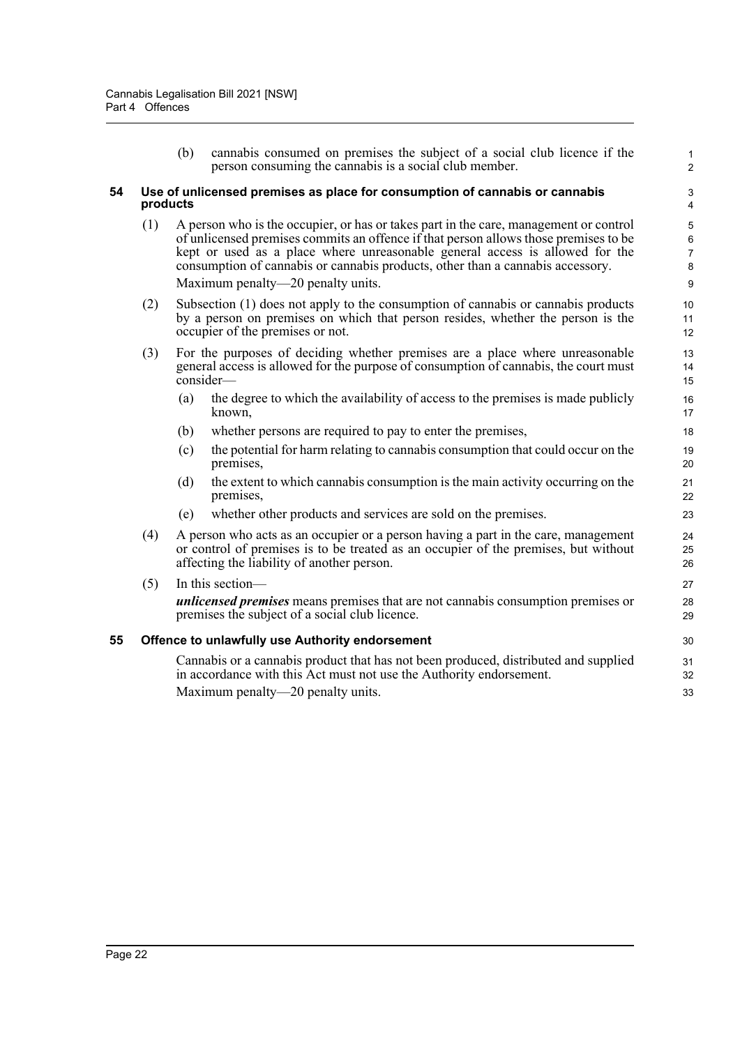(b) cannabis consumed on premises the subject of a social club licence if the person consuming the cannabis is a social club member.

### 54 Use of unlicensed premises as place for consumption of cannabis or cannabis products

(1) A person who is the occupier, or has or takes part in the care, management or control of unlicensed premises commits an offence if that person allows those premises to be kept or used as a place where unreasonable general access is allowed for the consumption of cannabis or cannabis products, other than a cannabis accessory.

Maximum penalty—20 penalty units.

(2) Subsection (1) does not apply to the consumption of cannabis or cannabis products by a person on premises on which that person resides, whether the person is the occupier of the premises or not.

(3) For the purposes of deciding whether premises are a place where unreasonable general access is allowed for the purpose of consumption of cannabis, the court must consider—

(a) the degree to which the availability of access to the premises is made publicly known,

(b) whether persons are required to pay to enter the premises,

(c) the potential for harm relating to cannabis consumption that could occur on the premises,

(d) the extent to which cannabis consumption is the main activity occurring on the premises,

(e) whether other products and services are sold on the premises.

(4) A person who acts as an occupier or a person having a part in the care, management or control of premises is to be treated as an occupier of the premises, but without affecting the liability of another person.

(5) In this section—

***unlicensed premises*** means premises that are not cannabis consumption premises or premises the subject of a social club licence.

### 55 Offence to unlawfully use Authority endorsement

Cannabis or a cannabis product that has not been produced, distributed and supplied in accordance with this Act must not use the Authority endorsement.

Maximum penalty—20 penalty units.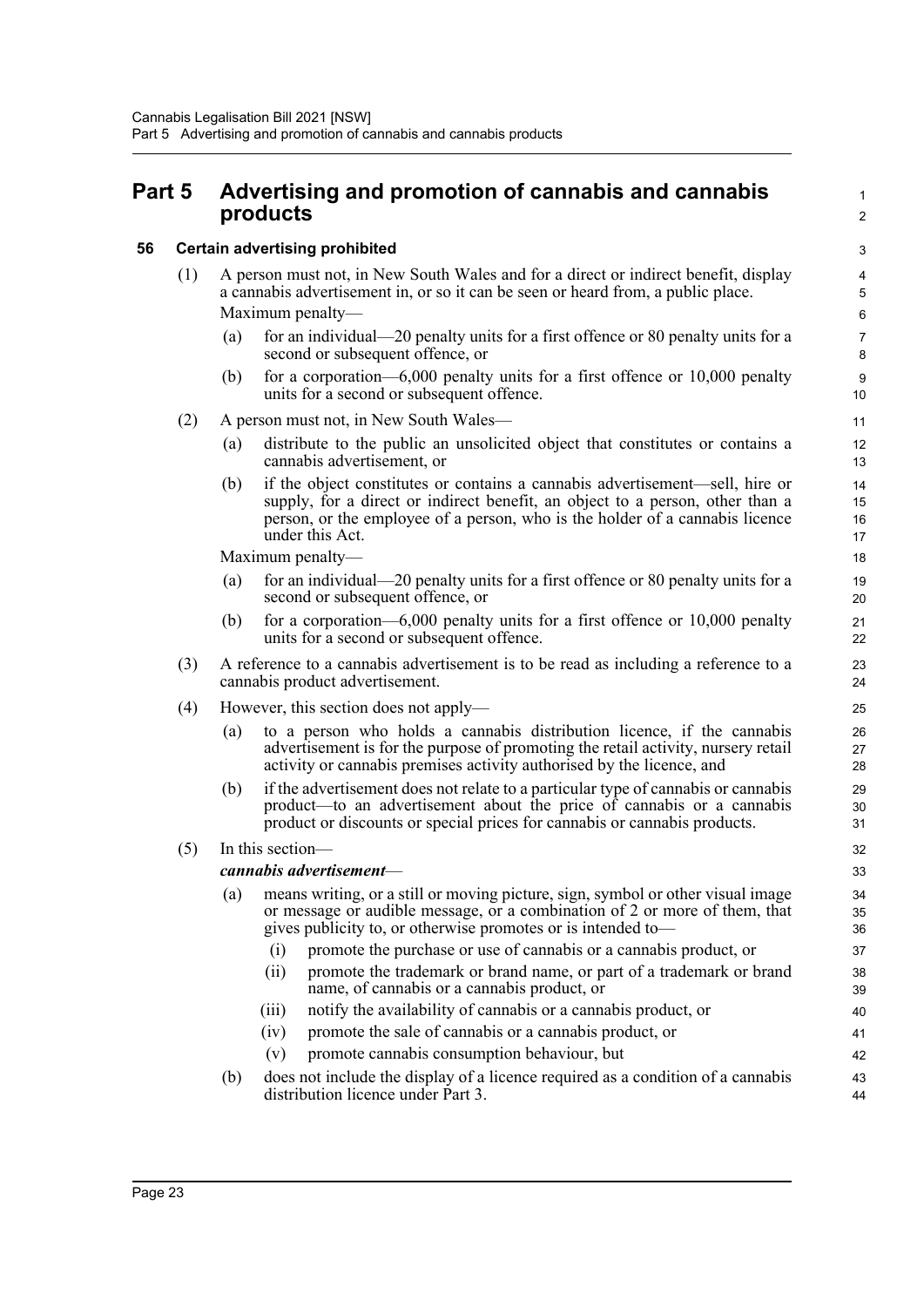# Part 5 Advertising and promotion of cannabis and cannabis products

## 56 Certain advertising prohibited

(1) A person must not, in New South Wales and for a direct or indirect benefit, display a cannabis advertisement in, or so it can be seen or heard from, a public place.

Maximum penalty—

(a) for an individual—20 penalty units for a first offence or 80 penalty units for a second or subsequent offence, or

(b) for a corporation—6,000 penalty units for a first offence or 10,000 penalty units for a second or subsequent offence.

(2) A person must not, in New South Wales—

(a) distribute to the public an unsolicited object that constitutes or contains a cannabis advertisement, or

(b) if the object constitutes or contains a cannabis advertisement—sell, hire or supply, for a direct or indirect benefit, an object to a person, other than a person, or the employee of a person, who is the holder of a cannabis licence under this Act.

Maximum penalty—

(a) for an individual—20 penalty units for a first offence or 80 penalty units for a second or subsequent offence, or

(b) for a corporation—6,000 penalty units for a first offence or 10,000 penalty units for a second or subsequent offence.

(3) A reference to a cannabis advertisement is to be read as including a reference to a cannabis product advertisement.

(4) However, this section does not apply—

(a) to a person who holds a cannabis distribution licence, if the cannabis advertisement is for the purpose of promoting the retail activity, nursery retail activity or cannabis premises activity authorised by the licence, and

(b) if the advertisement does not relate to a particular type of cannabis or cannabis product—to an advertisement about the price of cannabis or a cannabis product or discounts or special prices for cannabis or cannabis products.

(5) In this section—

***cannabis advertisement***—

(a) means writing, or a still or moving picture, sign, symbol or other visual image or message or audible message, or a combination of 2 or more of them, that gives publicity to, or otherwise promotes or is intended to—

(i) promote the purchase or use of cannabis or a cannabis product, or

(ii) promote the trademark or brand name, or part of a trademark or brand name, of cannabis or a cannabis product, or

(iii) notify the availability of cannabis or a cannabis product, or

(iv) promote the sale of cannabis or a cannabis product, or

(v) promote cannabis consumption behaviour, but

(b) does not include the display of a licence required as a condition of a cannabis distribution licence under Part 3.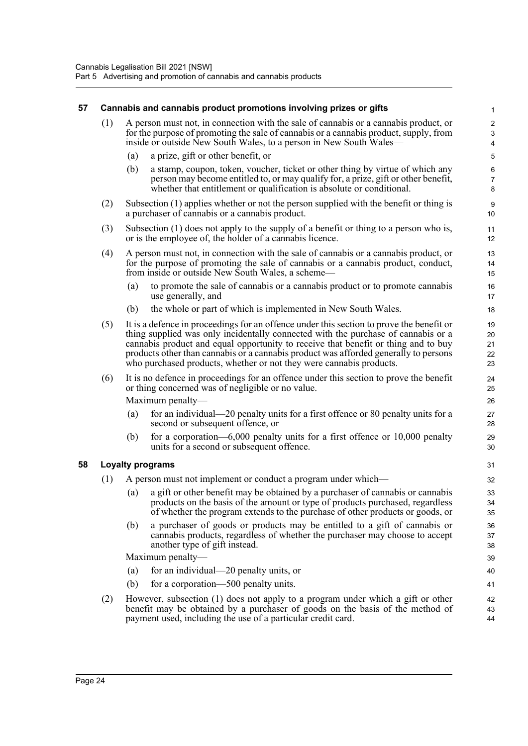### 57 Cannabis and cannabis product promotions involving prizes or gifts

(1) A person must not, in connection with the sale of cannabis or a cannabis product, or for the purpose of promoting the sale of cannabis or a cannabis product, supply, from inside or outside New South Wales, to a person in New South Wales—

(a) a prize, gift or other benefit, or

(b) a stamp, coupon, token, voucher, ticket or other thing by virtue of which any person may become entitled to, or may qualify for, a prize, gift or other benefit, whether that entitlement or qualification is absolute or conditional.

(2) Subsection (1) applies whether or not the person supplied with the benefit or thing is a purchaser of cannabis or a cannabis product.

(3) Subsection (1) does not apply to the supply of a benefit or thing to a person who is, or is the employee of, the holder of a cannabis licence.

(4) A person must not, in connection with the sale of cannabis or a cannabis product, or for the purpose of promoting the sale of cannabis or a cannabis product, conduct, from inside or outside New South Wales, a scheme—

(a) to promote the sale of cannabis or a cannabis product or to promote cannabis use generally, and

(b) the whole or part of which is implemented in New South Wales.

(5) It is a defence in proceedings for an offence under this section to prove the benefit or thing supplied was only incidentally connected with the purchase of cannabis or a cannabis product and equal opportunity to receive that benefit or thing and to buy products other than cannabis or a cannabis product was afforded generally to persons who purchased products, whether or not they were cannabis products.

(6) It is no defence in proceedings for an offence under this section to prove the benefit or thing concerned was of negligible or no value.

Maximum penalty—

(a) for an individual—20 penalty units for a first offence or 80 penalty units for a second or subsequent offence, or

(b) for a corporation—6,000 penalty units for a first offence or 10,000 penalty units for a second or subsequent offence.

### 58 Loyalty programs

(1) A person must not implement or conduct a program under which—

(a) a gift or other benefit may be obtained by a purchaser of cannabis or cannabis products on the basis of the amount or type of products purchased, regardless of whether the program extends to the purchase of other products or goods, or

(b) a purchaser of goods or products may be entitled to a gift of cannabis or cannabis products, regardless of whether the purchaser may choose to accept another type of gift instead.

Maximum penalty—

(a) for an individual—20 penalty units, or

(b) for a corporation—500 penalty units.

(2) However, subsection (1) does not apply to a program under which a gift or other benefit may be obtained by a purchaser of goods on the basis of the method of payment used, including the use of a particular credit card.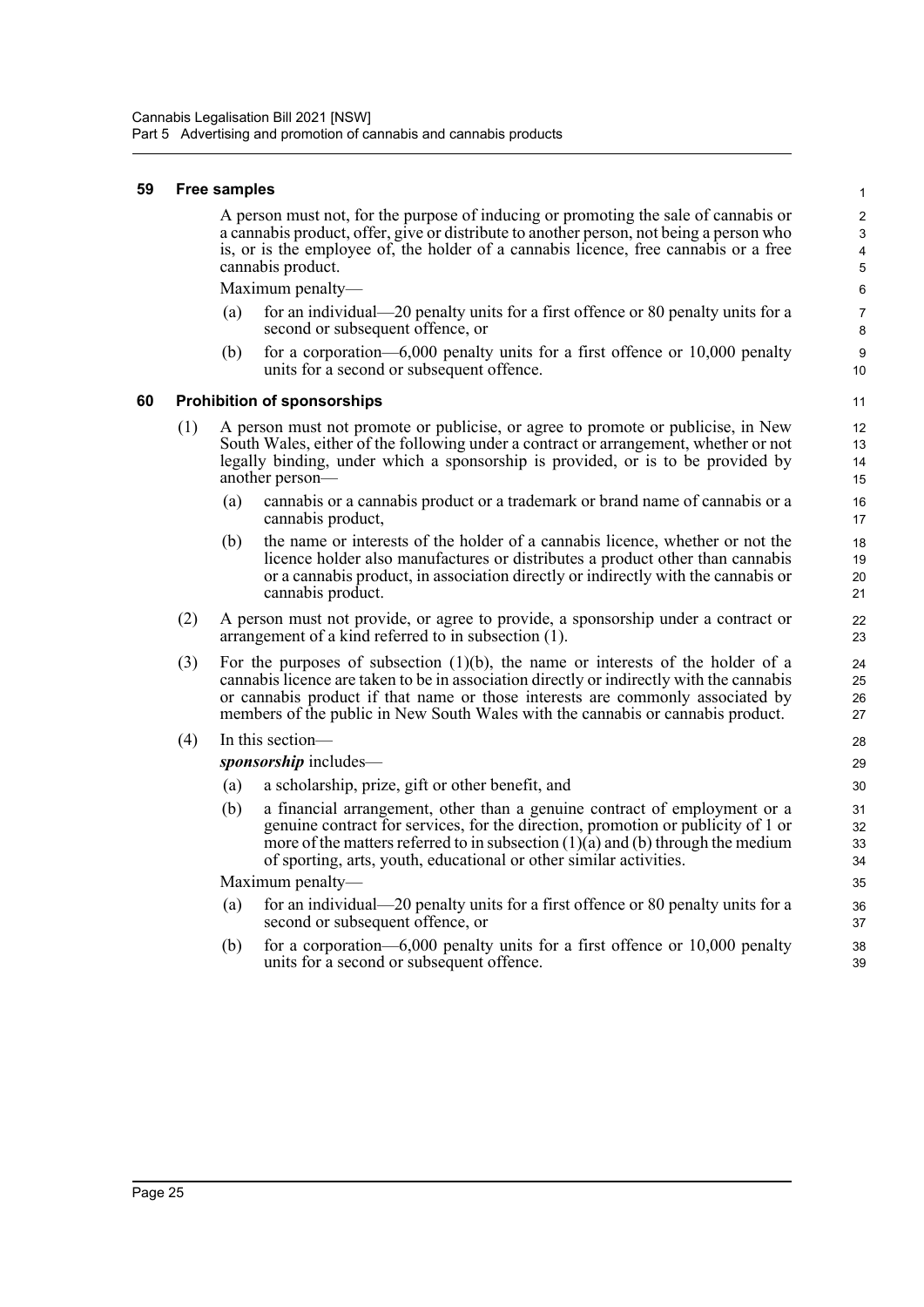### 59 Free samples

A person must not, for the purpose of inducing or promoting the sale of cannabis or a cannabis product, offer, give or distribute to another person, not being a person who is, or is the employee of, the holder of a cannabis licence, free cannabis or a free cannabis product.

Maximum penalty—

(a) for an individual—20 penalty units for a first offence or 80 penalty units for a second or subsequent offence, or

(b) for a corporation—6,000 penalty units for a first offence or 10,000 penalty units for a second or subsequent offence.

### 60 Prohibition of sponsorships

(1) A person must not promote or publicise, or agree to promote or publicise, in New South Wales, either of the following under a contract or arrangement, whether or not legally binding, under which a sponsorship is provided, or is to be provided by another person—

(a) cannabis or a cannabis product or a trademark or brand name of cannabis or a cannabis product,

(b) the name or interests of the holder of a cannabis licence, whether or not the licence holder also manufactures or distributes a product other than cannabis or a cannabis product, in association directly or indirectly with the cannabis or cannabis product.

(2) A person must not provide, or agree to provide, a sponsorship under a contract or arrangement of a kind referred to in subsection (1).

(3) For the purposes of subsection (1)(b), the name or interests of the holder of a cannabis licence are taken to be in association directly or indirectly with the cannabis or cannabis product if that name or those interests are commonly associated by members of the public in New South Wales with the cannabis or cannabis product.

(4) In this section—

***sponsorship*** includes—

(a) a scholarship, prize, gift or other benefit, and

(b) a financial arrangement, other than a genuine contract of employment or a genuine contract for services, for the direction, promotion or publicity of 1 or more of the matters referred to in subsection (1)(a) and (b) through the medium of sporting, arts, youth, educational or other similar activities.

Maximum penalty—

(a) for an individual—20 penalty units for a first offence or 80 penalty units for a second or subsequent offence, or

(b) for a corporation—6,000 penalty units for a first offence or 10,000 penalty units for a second or subsequent offence.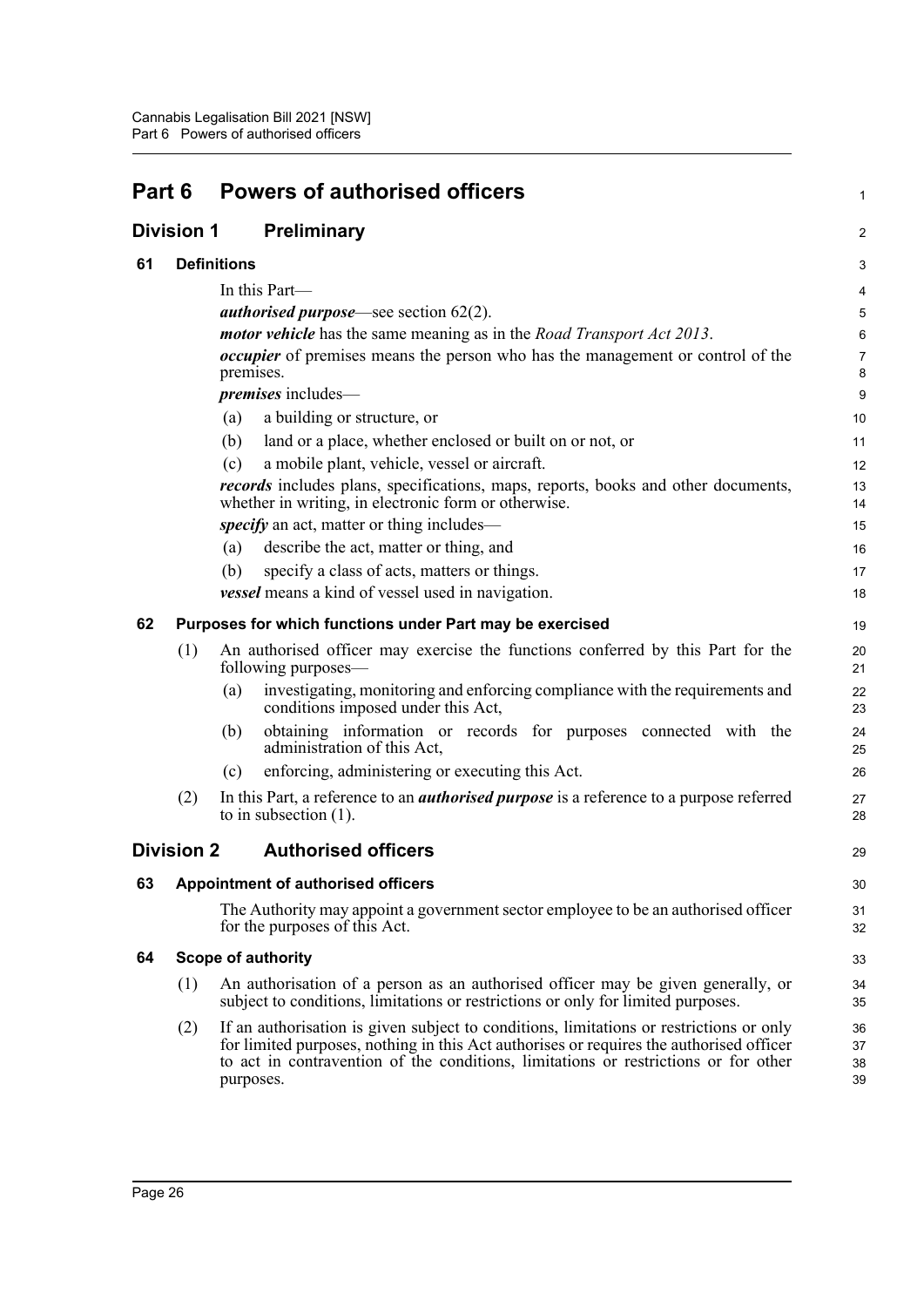# Part 6 Powers of authorised officers

## Division 1 Preliminary

### 61 Definitions

In this Part—

***authorised purpose***—see section 62(2).

***motor vehicle*** has the same meaning as in the *Road Transport Act 2013*.

***occupier*** of premises means the person who has the management or control of the premises.

***premises*** includes—

(a) a building or structure, or

(b) land or a place, whether enclosed or built on or not, or

(c) a mobile plant, vehicle, vessel or aircraft.

***records*** includes plans, specifications, maps, reports, books and other documents, whether in writing, in electronic form or otherwise.

***specify*** an act, matter or thing includes—

(a) describe the act, matter or thing, and

(b) specify a class of acts, matters or things.

***vessel*** means a kind of vessel used in navigation.

### 62 Purposes for which functions under Part may be exercised

(1) An authorised officer may exercise the functions conferred by this Part for the following purposes—

(a) investigating, monitoring and enforcing compliance with the requirements and conditions imposed under this Act,

(b) obtaining information or records for purposes connected with the administration of this Act,

(c) enforcing, administering or executing this Act.

(2) In this Part, a reference to an ***authorised purpose*** is a reference to a purpose referred to in subsection (1).

## Division 2 Authorised officers

### 63 Appointment of authorised officers

The Authority may appoint a government sector employee to be an authorised officer for the purposes of this Act.

### 64 Scope of authority

(1) An authorisation of a person as an authorised officer may be given generally, or subject to conditions, limitations or restrictions or only for limited purposes.

(2) If an authorisation is given subject to conditions, limitations or restrictions or only for limited purposes, nothing in this Act authorises or requires the authorised officer to act in contravention of the conditions, limitations or restrictions or for other purposes.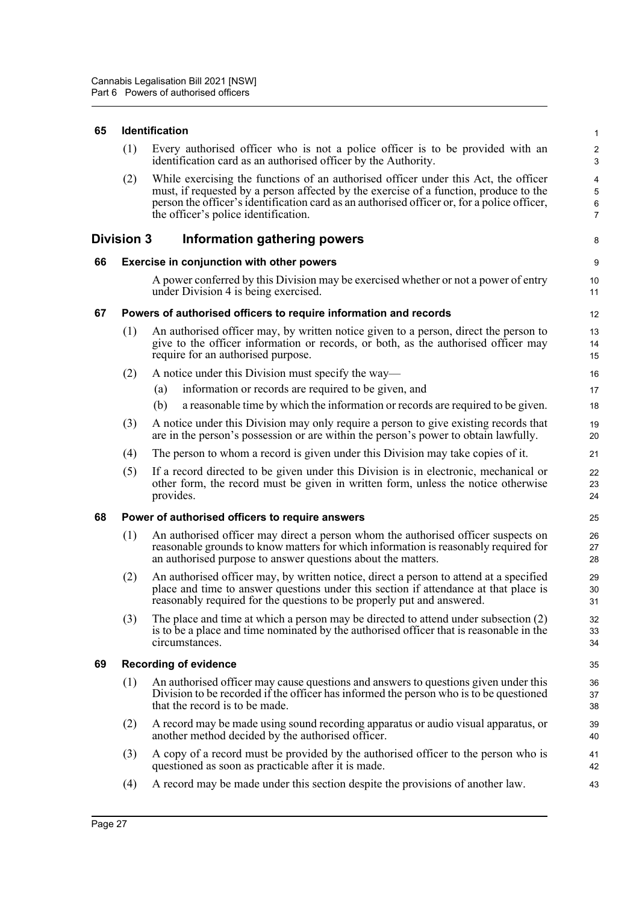**65 Identification**

(1) Every authorised officer who is not a police officer is to be provided with an identification card as an authorised officer by the Authority.

(2) While exercising the functions of an authorised officer under this Act, the officer must, if requested by a person affected by the exercise of a function, produce to the person the officer's identification card as an authorised officer or, for a police officer, the officer's police identification.

## Division 3 Information gathering powers

**66 Exercise in conjunction with other powers**

A power conferred by this Division may be exercised whether or not a power of entry under Division 4 is being exercised.

**67 Powers of authorised officers to require information and records**

(1) An authorised officer may, by written notice given to a person, direct the person to give to the officer information or records, or both, as the authorised officer may require for an authorised purpose.

(2) A notice under this Division must specify the way—

(a) information or records are required to be given, and

(b) a reasonable time by which the information or records are required to be given.

(3) A notice under this Division may only require a person to give existing records that are in the person's possession or are within the person's power to obtain lawfully.

(4) The person to whom a record is given under this Division may take copies of it.

(5) If a record directed to be given under this Division is in electronic, mechanical or other form, the record must be given in written form, unless the notice otherwise provides.

**68 Power of authorised officers to require answers**

(1) An authorised officer may direct a person whom the authorised officer suspects on reasonable grounds to know matters for which information is reasonably required for an authorised purpose to answer questions about the matters.

(2) An authorised officer may, by written notice, direct a person to attend at a specified place and time to answer questions under this section if attendance at that place is reasonably required for the questions to be properly put and answered.

(3) The place and time at which a person may be directed to attend under subsection (2) is to be a place and time nominated by the authorised officer that is reasonable in the circumstances.

**69 Recording of evidence**

(1) An authorised officer may cause questions and answers to questions given under this Division to be recorded if the officer has informed the person who is to be questioned that the record is to be made.

(2) A record may be made using sound recording apparatus or audio visual apparatus, or another method decided by the authorised officer.

(3) A copy of a record must be provided by the authorised officer to the person who is questioned as soon as practicable after it is made.

(4) A record may be made under this section despite the provisions of another law.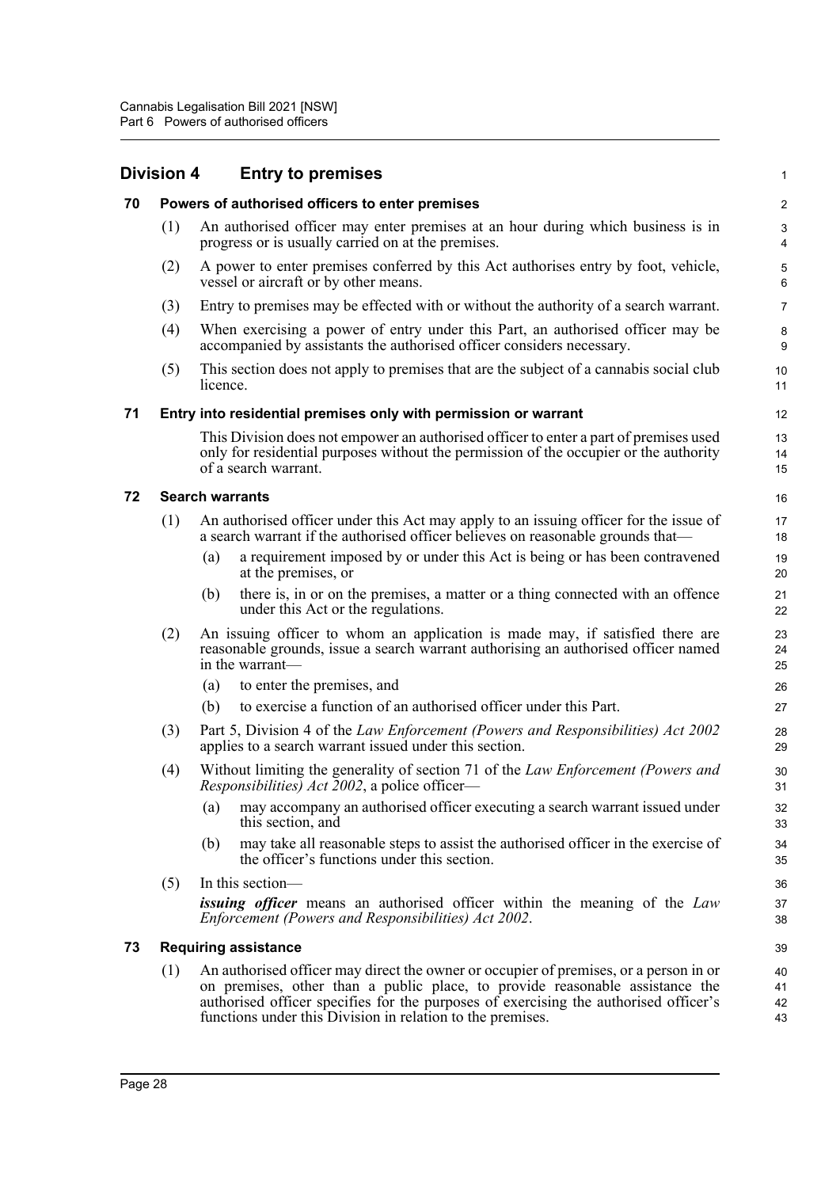## Division 4 Entry to premises

### 70 Powers of authorised officers to enter premises

(1) An authorised officer may enter premises at an hour during which business is in progress or is usually carried on at the premises.

(2) A power to enter premises conferred by this Act authorises entry by foot, vehicle, vessel or aircraft or by other means.

(3) Entry to premises may be effected with or without the authority of a search warrant.

(4) When exercising a power of entry under this Part, an authorised officer may be accompanied by assistants the authorised officer considers necessary.

(5) This section does not apply to premises that are the subject of a cannabis social club licence.

### 71 Entry into residential premises only with permission or warrant

This Division does not empower an authorised officer to enter a part of premises used only for residential purposes without the permission of the occupier or the authority of a search warrant.

### 72 Search warrants

(1) An authorised officer under this Act may apply to an issuing officer for the issue of a search warrant if the authorised officer believes on reasonable grounds that—

(a) a requirement imposed by or under this Act is being or has been contravened at the premises, or

(b) there is, in or on the premises, a matter or a thing connected with an offence under this Act or the regulations.

(2) An issuing officer to whom an application is made may, if satisfied there are reasonable grounds, issue a search warrant authorising an authorised officer named in the warrant—

(a) to enter the premises, and

(b) to exercise a function of an authorised officer under this Part.

(3) Part 5, Division 4 of the *Law Enforcement (Powers and Responsibilities) Act 2002* applies to a search warrant issued under this section.

(4) Without limiting the generality of section 71 of the *Law Enforcement (Powers and Responsibilities) Act 2002*, a police officer—

(a) may accompany an authorised officer executing a search warrant issued under this section, and

(b) may take all reasonable steps to assist the authorised officer in the exercise of the officer's functions under this section.

(5) In this section—

***issuing officer*** means an authorised officer within the meaning of the *Law Enforcement (Powers and Responsibilities) Act 2002*.

### 73 Requiring assistance

(1) An authorised officer may direct the owner or occupier of premises, or a person in or on premises, other than a public place, to provide reasonable assistance the authorised officer specifies for the purposes of exercising the authorised officer's functions under this Division in relation to the premises.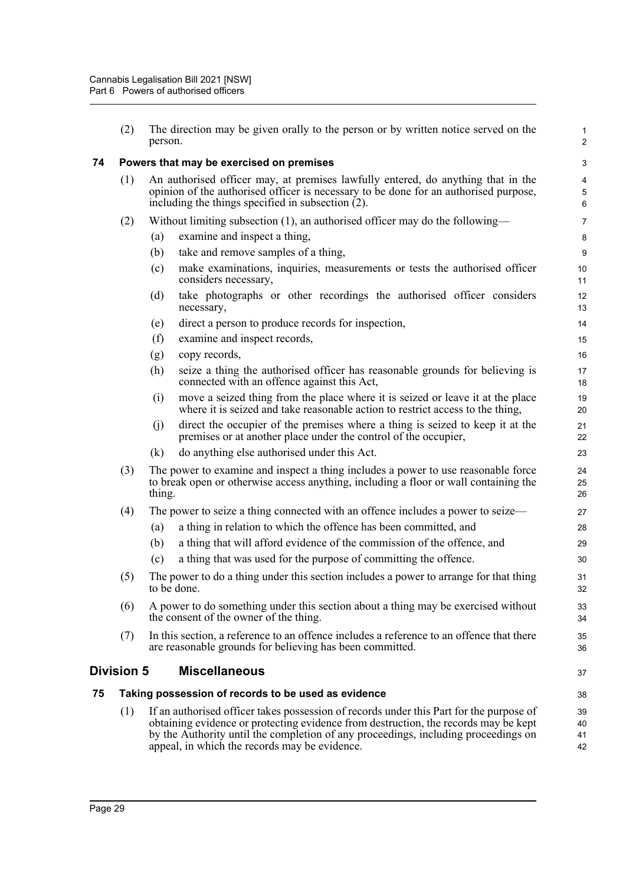(2) The direction may be given orally to the person or by written notice served on the person.

### 74 Powers that may be exercised on premises

(1) An authorised officer may, at premises lawfully entered, do anything that in the opinion of the authorised officer is necessary to be done for an authorised purpose, including the things specified in subsection (2).

(2) Without limiting subsection (1), an authorised officer may do the following—

- (a) examine and inspect a thing,
- (b) take and remove samples of a thing,
- (c) make examinations, inquiries, measurements or tests the authorised officer considers necessary,
- (d) take photographs or other recordings the authorised officer considers necessary,
- (e) direct a person to produce records for inspection,
- (f) examine and inspect records,
- (g) copy records,
- (h) seize a thing the authorised officer has reasonable grounds for believing is connected with an offence against this Act,
- (i) move a seized thing from the place where it is seized or leave it at the place where it is seized and take reasonable action to restrict access to the thing,
- (j) direct the occupier of the premises where a thing is seized to keep it at the premises or at another place under the control of the occupier,
- (k) do anything else authorised under this Act.

(3) The power to examine and inspect a thing includes a power to use reasonable force to break open or otherwise access anything, including a floor or wall containing the thing.

(4) The power to seize a thing connected with an offence includes a power to seize—

- (a) a thing in relation to which the offence has been committed, and
- (b) a thing that will afford evidence of the commission of the offence, and
- (c) a thing that was used for the purpose of committing the offence.

(5) The power to do a thing under this section includes a power to arrange for that thing to be done.

(6) A power to do something under this section about a thing may be exercised without the consent of the owner of the thing.

(7) In this section, a reference to an offence includes a reference to an offence that there are reasonable grounds for believing has been committed.

## Division 5 Miscellaneous

### 75 Taking possession of records to be used as evidence

(1) If an authorised officer takes possession of records under this Part for the purpose of obtaining evidence or protecting evidence from destruction, the records may be kept by the Authority until the completion of any proceedings, including proceedings on appeal, in which the records may be evidence.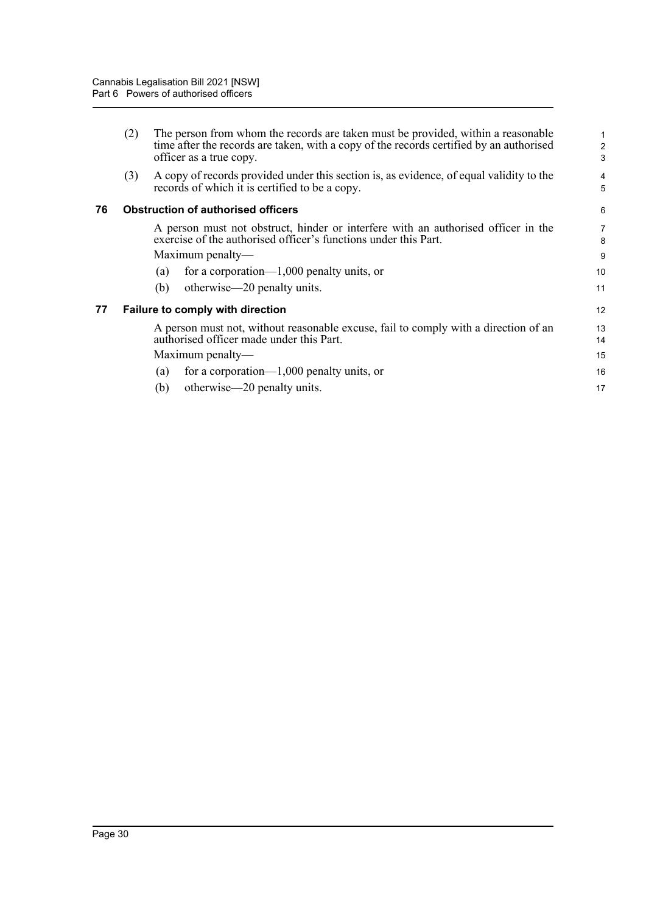(2) The person from whom the records are taken must be provided, within a reasonable time after the records are taken, with a copy of the records certified by an authorised officer as a true copy.

(3) A copy of records provided under this section is, as evidence, of equal validity to the records of which it is certified to be a copy.

### 76 Obstruction of authorised officers

A person must not obstruct, hinder or interfere with an authorised officer in the exercise of the authorised officer's functions under this Part.

Maximum penalty—

(a) for a corporation—1,000 penalty units, or

(b) otherwise—20 penalty units.

### 77 Failure to comply with direction

A person must not, without reasonable excuse, fail to comply with a direction of an authorised officer made under this Part.

Maximum penalty—

(a) for a corporation—1,000 penalty units, or

(b) otherwise—20 penalty units.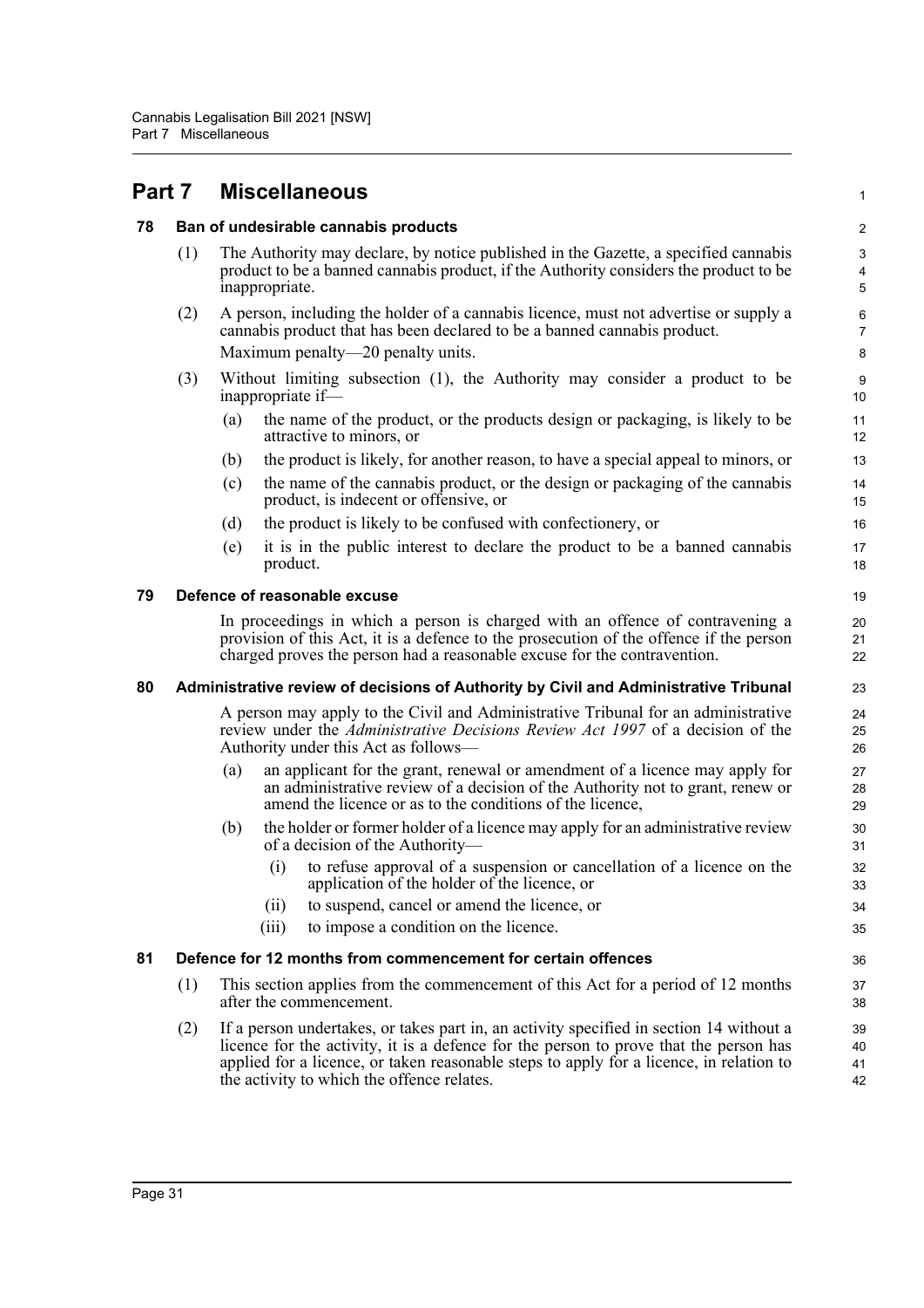# Part 7 Miscellaneous

### 78 Ban of undesirable cannabis products

(1) The Authority may declare, by notice published in the Gazette, a specified cannabis product to be a banned cannabis product, if the Authority considers the product to be inappropriate.

(2) A person, including the holder of a cannabis licence, must not advertise or supply a cannabis product that has been declared to be a banned cannabis product.

Maximum penalty—20 penalty units.

(3) Without limiting subsection (1), the Authority may consider a product to be inappropriate if—

(a) the name of the product, or the products design or packaging, is likely to be attractive to minors, or

(b) the product is likely, for another reason, to have a special appeal to minors, or

(c) the name of the cannabis product, or the design or packaging of the cannabis product, is indecent or offensive, or

(d) the product is likely to be confused with confectionery, or

(e) it is in the public interest to declare the product to be a banned cannabis product.

### 79 Defence of reasonable excuse

In proceedings in which a person is charged with an offence of contravening a provision of this Act, it is a defence to the prosecution of the offence if the person charged proves the person had a reasonable excuse for the contravention.

### 80 Administrative review of decisions of Authority by Civil and Administrative Tribunal

A person may apply to the Civil and Administrative Tribunal for an administrative review under the *Administrative Decisions Review Act 1997* of a decision of the Authority under this Act as follows—

(a) an applicant for the grant, renewal or amendment of a licence may apply for an administrative review of a decision of the Authority not to grant, renew or amend the licence or as to the conditions of the licence,

(b) the holder or former holder of a licence may apply for an administrative review of a decision of the Authority—

(i) to refuse approval of a suspension or cancellation of a licence on the application of the holder of the licence, or

(ii) to suspend, cancel or amend the licence, or

(iii) to impose a condition on the licence.

### 81 Defence for 12 months from commencement for certain offences

(1) This section applies from the commencement of this Act for a period of 12 months after the commencement.

(2) If a person undertakes, or takes part in, an activity specified in section 14 without a licence for the activity, it is a defence for the person to prove that the person has applied for a licence, or taken reasonable steps to apply for a licence, in relation to the activity to which the offence relates.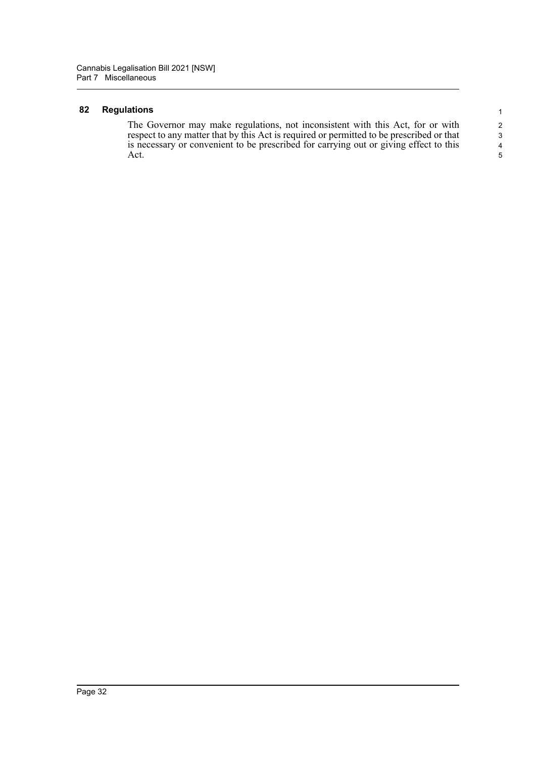### 82 Regulations

The Governor may make regulations, not inconsistent with this Act, for or with respect to any matter that by this Act is required or permitted to be prescribed or that is necessary or convenient to be prescribed for carrying out or giving effect to this Act.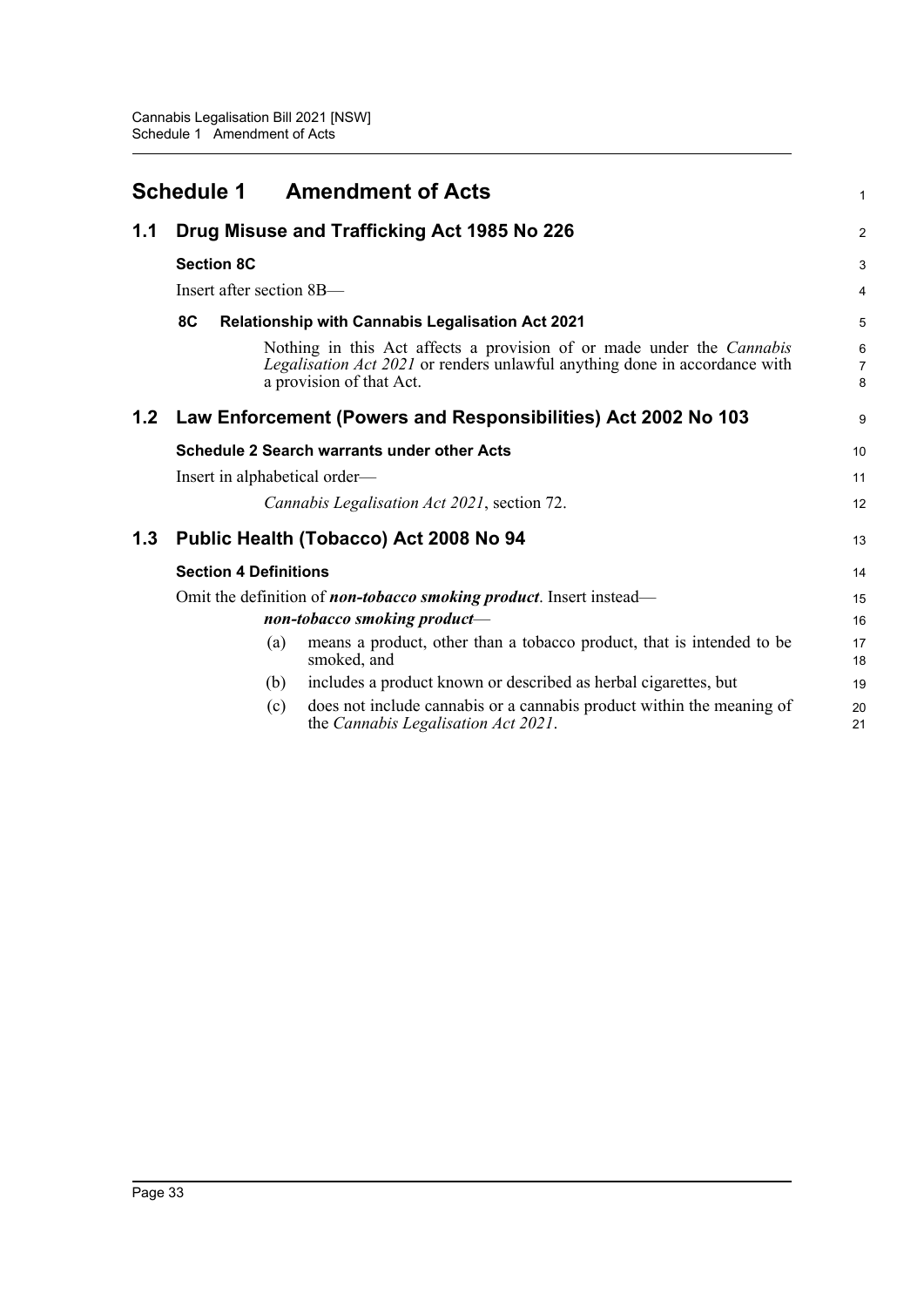# Schedule 1 Amendment of Acts

## 1.1 Drug Misuse and Trafficking Act 1985 No 226

### Section 8C

Insert after section 8B—

**8C Relationship with Cannabis Legalisation Act 2021**

Nothing in this Act affects a provision of or made under the *Cannabis Legalisation Act 2021* or renders unlawful anything done in accordance with a provision of that Act.

## 1.2 Law Enforcement (Powers and Responsibilities) Act 2002 No 103

### Schedule 2 Search warrants under other Acts

Insert in alphabetical order—

*Cannabis Legalisation Act 2021*, section 72.

## 1.3 Public Health (Tobacco) Act 2008 No 94

### Section 4 Definitions

Omit the definition of ***non-tobacco smoking product***. Insert instead—

***non-tobacco smoking product***—

(a) means a product, other than a tobacco product, that is intended to be smoked, and

(b) includes a product known or described as herbal cigarettes, but

(c) does not include cannabis or a cannabis product within the meaning of the *Cannabis Legalisation Act 2021*.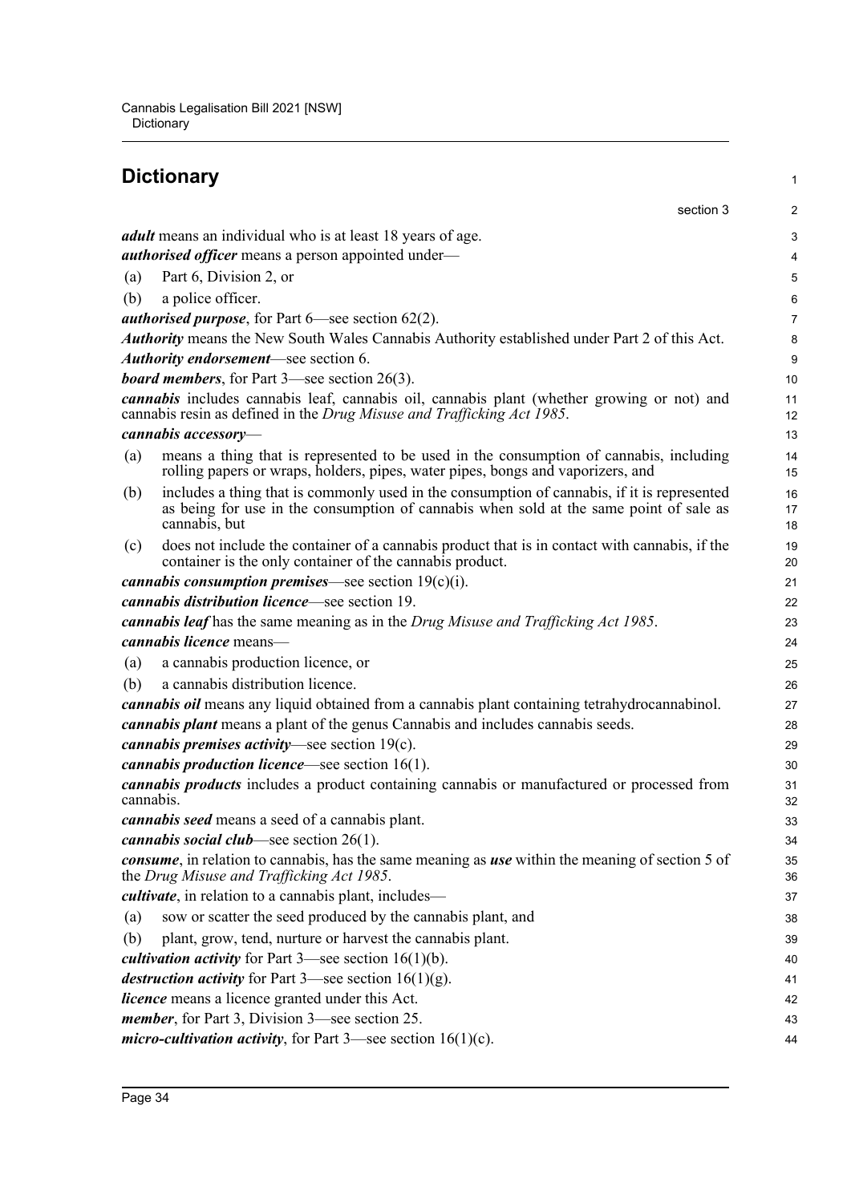# Dictionary

section 3

***adult*** means an individual who is at least 18 years of age.

***authorised officer*** means a person appointed under—

(a) Part 6, Division 2, or

(b) a police officer.

***authorised purpose***, for Part 6—see section 62(2).

***Authority*** means the New South Wales Cannabis Authority established under Part 2 of this Act.

***Authority endorsement***—see section 6.

***board members***, for Part 3—see section 26(3).

***cannabis*** includes cannabis leaf, cannabis oil, cannabis plant (whether growing or not) and cannabis resin as defined in the *Drug Misuse and Trafficking Act 1985*.

***cannabis accessory***—

(a) means a thing that is represented to be used in the consumption of cannabis, including rolling papers or wraps, holders, pipes, water pipes, bongs and vaporizers, and

(b) includes a thing that is commonly used in the consumption of cannabis, if it is represented as being for use in the consumption of cannabis when sold at the same point of sale as cannabis, but

(c) does not include the container of a cannabis product that is in contact with cannabis, if the container is the only container of the cannabis product.

***cannabis consumption premises***—see section 19(c)(i).

***cannabis distribution licence***—see section 19.

***cannabis leaf*** has the same meaning as in the *Drug Misuse and Trafficking Act 1985*.

***cannabis licence*** means—

(a) a cannabis production licence, or

(b) a cannabis distribution licence.

***cannabis oil*** means any liquid obtained from a cannabis plant containing tetrahydrocannabinol.

***cannabis plant*** means a plant of the genus Cannabis and includes cannabis seeds.

***cannabis premises activity***—see section 19(c).

***cannabis production licence***—see section 16(1).

***cannabis products*** includes a product containing cannabis or manufactured or processed from cannabis.

***cannabis seed*** means a seed of a cannabis plant.

***cannabis social club***—see section 26(1).

***consume***, in relation to cannabis, has the same meaning as ***use*** within the meaning of section 5 of the *Drug Misuse and Trafficking Act 1985*.

***cultivate***, in relation to a cannabis plant, includes—

(a) sow or scatter the seed produced by the cannabis plant, and

(b) plant, grow, tend, nurture or harvest the cannabis plant.

***cultivation activity*** for Part 3—see section 16(1)(b).

***destruction activity*** for Part 3—see section 16(1)(g).

***licence*** means a licence granted under this Act.

***member***, for Part 3, Division 3—see section 25.

***micro-cultivation activity***, for Part 3—see section 16(1)(c).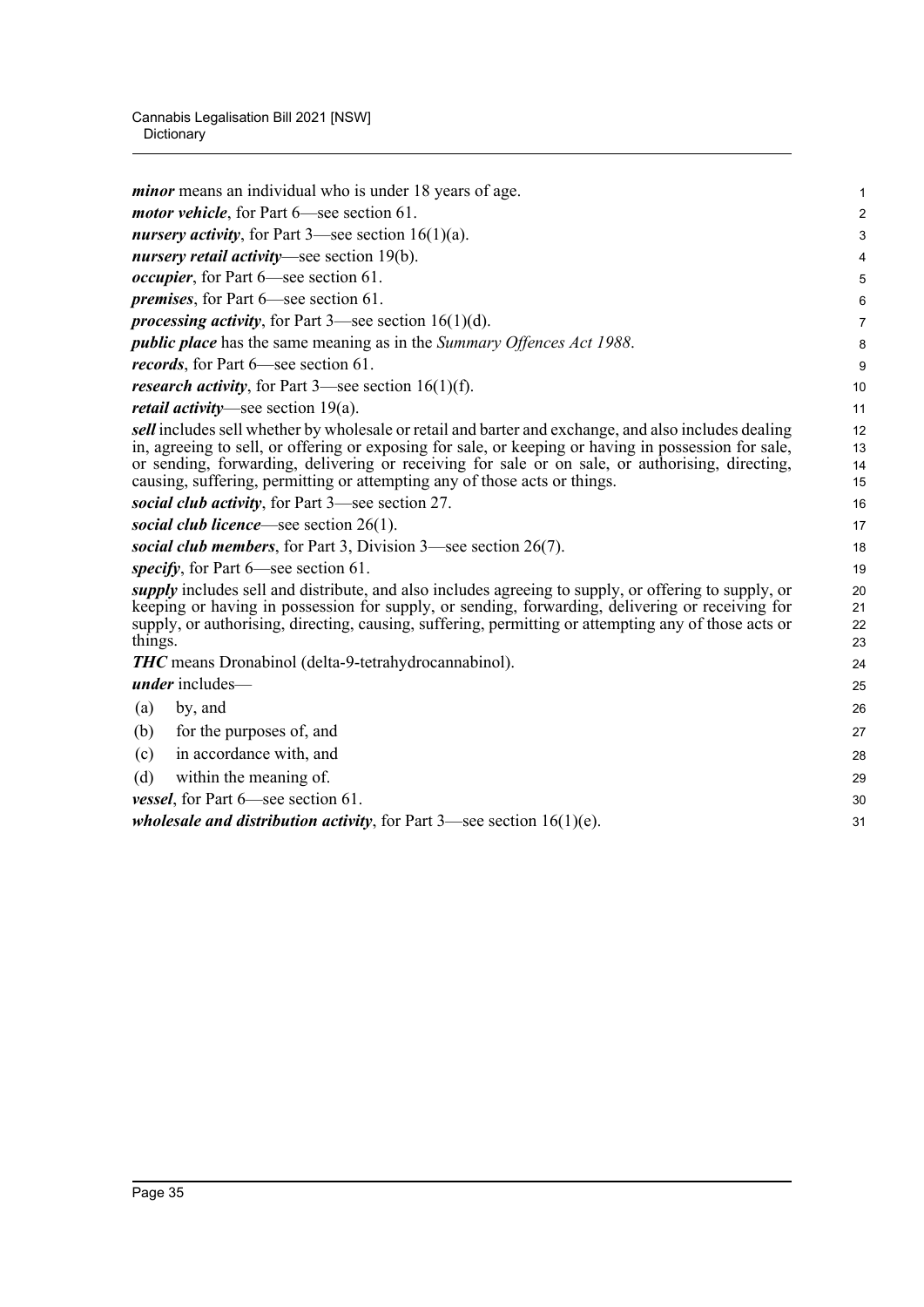***minor*** means an individual who is under 18 years of age.

***motor vehicle***, for Part 6—see section 61.

***nursery activity***, for Part 3—see section 16(1)(a).

***nursery retail activity***—see section 19(b).

***occupier***, for Part 6—see section 61.

***premises***, for Part 6—see section 61.

***processing activity***, for Part 3—see section 16(1)(d).

***public place*** has the same meaning as in the *Summary Offences Act 1988*.

***records***, for Part 6—see section 61.

***research activity***, for Part 3—see section 16(1)(f).

***retail activity***—see section 19(a).

***sell*** includes sell whether by wholesale or retail and barter and exchange, and also includes dealing in, agreeing to sell, or offering or exposing for sale, or keeping or having in possession for sale, or sending, forwarding, delivering or receiving for sale or on sale, or authorising, directing, causing, suffering, permitting or attempting any of those acts or things.

***social club activity***, for Part 3—see section 27.

***social club licence***—see section 26(1).

***social club members***, for Part 3, Division 3—see section 26(7).

***specify***, for Part 6—see section 61.

***supply*** includes sell and distribute, and also includes agreeing to supply, or offering to supply, or keeping or having in possession for supply, or sending, forwarding, delivering or receiving for supply, or authorising, directing, causing, suffering, permitting or attempting any of those acts or things.

***THC*** means Dronabinol (delta-9-tetrahydrocannabinol).

***under*** includes—

(a) by, and

(b) for the purposes of, and

(c) in accordance with, and

(d) within the meaning of.

***vessel***, for Part 6—see section 61.

***wholesale and distribution activity***, for Part 3—see section 16(1)(e).